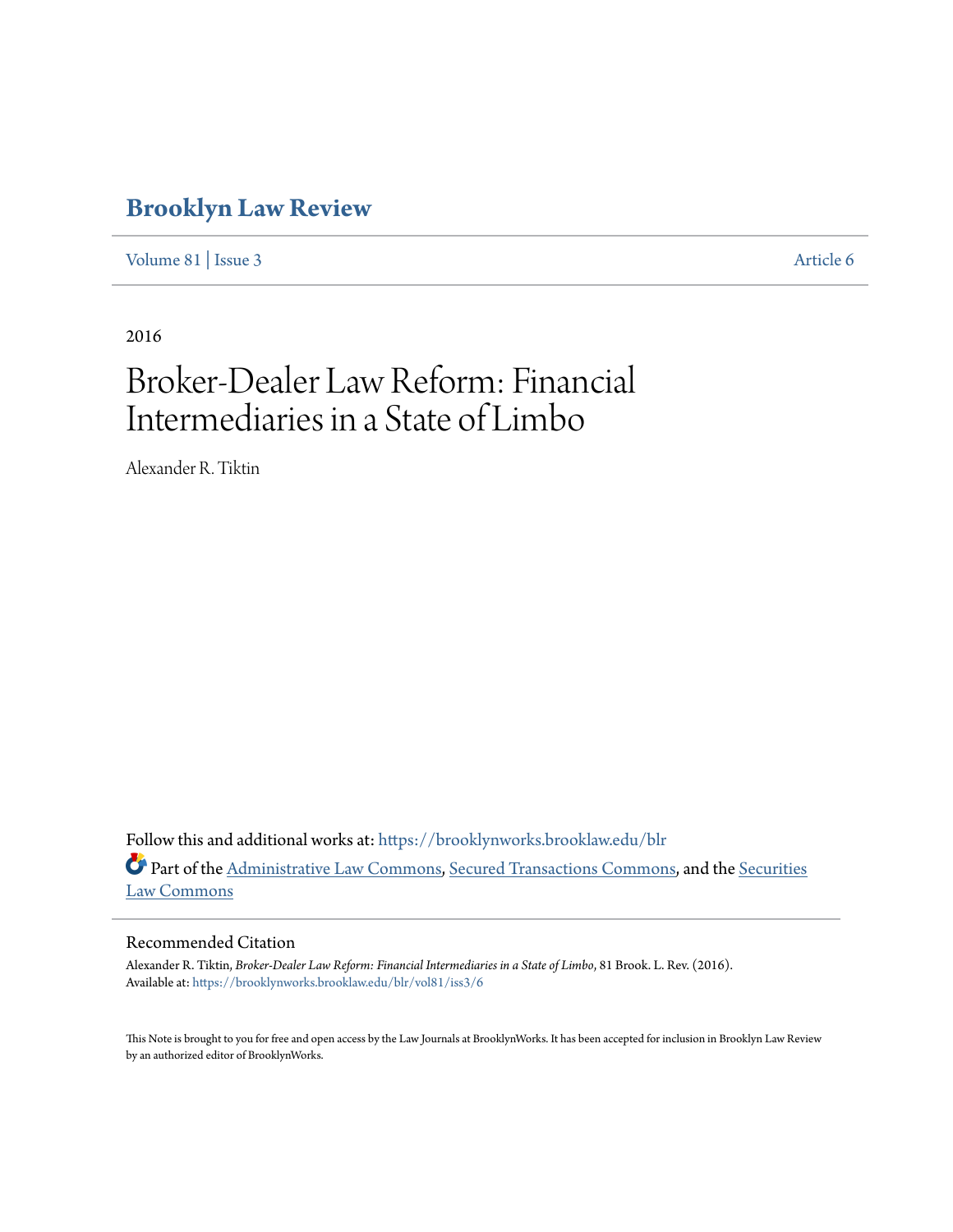# Brooklyn Law Review

Volume 81 | Issue 3 Article 6

2016

# Broker-Dealer Law Reform: Financial Intermediaries in a State of Limbo

Alexander R. Tiktin

Follow this and additional works at: https://brooklynworks.brooklaw.edu/blr

Part of the Administrative Law Commons, Secured Transactions Commons, and the Securities Law Commons

## Recommended Citation

Alexander R. Tiktin, *Broker-Dealer Law Reform: Financial Intermediaries in a State of Limbo*, 81 Brook. L. Rev. (2016).
Available at: https://brooklynworks.brooklaw.edu/blr/vol81/iss3/6

This Note is brought to you for free and open access by the Law Journals at BrooklynWorks. It has been accepted for inclusion in Brooklyn Law Review by an authorized editor of BrooklynWorks.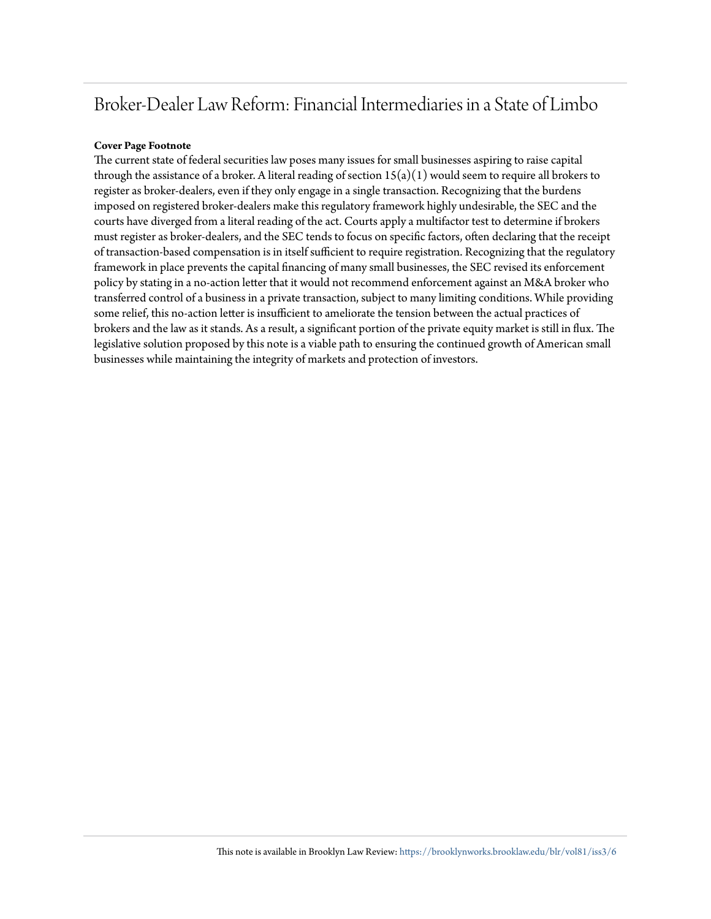# Broker-Dealer Law Reform: Financial Intermediaries in a State of Limbo

**Cover Page Footnote**

The current state of federal securities law poses many issues for small businesses aspiring to raise capital through the assistance of a broker. A literal reading of section 15(a)(1) would seem to require all brokers to register as broker-dealers, even if they only engage in a single transaction. Recognizing that the burdens imposed on registered broker-dealers make this regulatory framework highly undesirable, the SEC and the courts have diverged from a literal reading of the act. Courts apply a multifactor test to determine if brokers must register as broker-dealers, and the SEC tends to focus on specific factors, often declaring that the receipt of transaction-based compensation is in itself sufficient to require registration. Recognizing that the regulatory framework in place prevents the capital financing of many small businesses, the SEC revised its enforcement policy by stating in a no-action letter that it would not recommend enforcement against an M&A broker who transferred control of a business in a private transaction, subject to many limiting conditions. While providing some relief, this no-action letter is insufficient to ameliorate the tension between the actual practices of brokers and the law as it stands. As a result, a significant portion of the private equity market is still in flux. The legislative solution proposed by this note is a viable path to ensuring the continued growth of American small businesses while maintaining the integrity of markets and protection of investors.

This note is available in Brooklyn Law Review: https://brooklynworks.brooklaw.edu/blr/vol81/iss3/6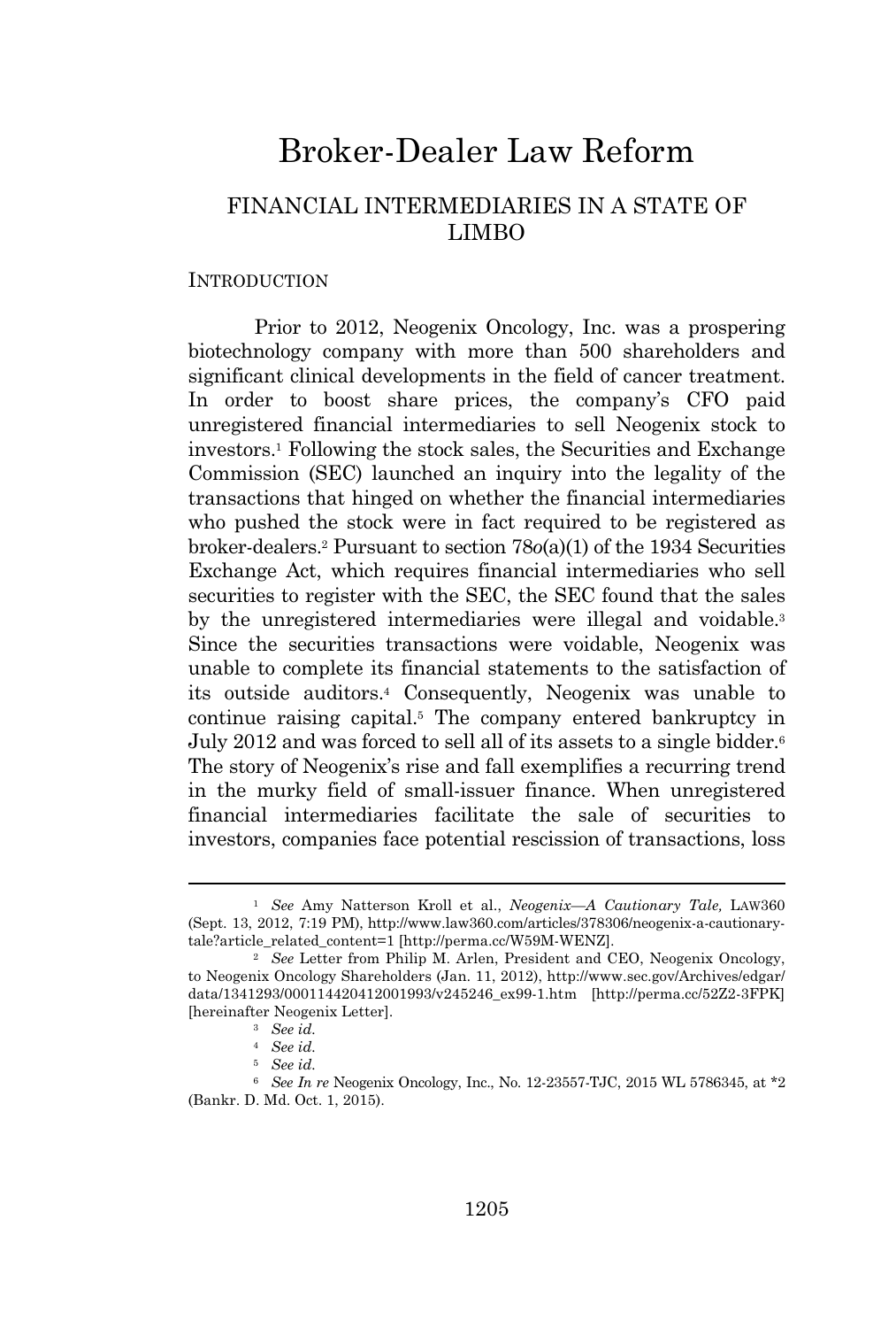# Broker-Dealer Law Reform

## FINANCIAL INTERMEDIARIES IN A STATE OF LIMBO

### INTRODUCTION

Prior to 2012, Neogenix Oncology, Inc. was a prospering biotechnology company with more than 500 shareholders and significant clinical developments in the field of cancer treatment. In order to boost share prices, the company's CFO paid unregistered financial intermediaries to sell Neogenix stock to investors.[1] Following the stock sales, the Securities and Exchange Commission (SEC) launched an inquiry into the legality of the transactions that hinged on whether the financial intermediaries who pushed the stock were in fact required to be registered as broker-dealers.[2] Pursuant to section 78*o*(a)(1) of the 1934 Securities Exchange Act, which requires financial intermediaries who sell securities to register with the SEC, the SEC found that the sales by the unregistered intermediaries were illegal and voidable.[3] Since the securities transactions were voidable, Neogenix was unable to complete its financial statements to the satisfaction of its outside auditors.[4] Consequently, Neogenix was unable to continue raising capital.[5] The company entered bankruptcy in July 2012 and was forced to sell all of its assets to a single bidder.[6] The story of Neogenix's rise and fall exemplifies a recurring trend in the murky field of small-issuer finance. When unregistered financial intermediaries facilitate the sale of securities to investors, companies face potential rescission of transactions, loss

---

[1] *See* Amy Natterson Kroll et al., *Neogenix—A Cautionary Tale,* LAW360 (Sept. 13, 2012, 7:19 PM), http://www.law360.com/articles/378306/neogenix-a-cautionary-tale?article_related_content=1 [http://perma.cc/W59M-WENZ].

[2] *See* Letter from Philip M. Arlen, President and CEO, Neogenix Oncology, to Neogenix Oncology Shareholders (Jan. 11, 2012), http://www.sec.gov/Archives/edgar/data/1341293/000114420412001993/v245246_ex99-1.htm [http://perma.cc/52Z2-3FPK] [hereinafter Neogenix Letter].

[3] *See id.*

[4] *See id.*

[5] *See id.*

[6] *See In re* Neogenix Oncology, Inc., No. 12-23557-TJC, 2015 WL 5786345, at *2 (Bankr. D. Md. Oct. 1, 2015).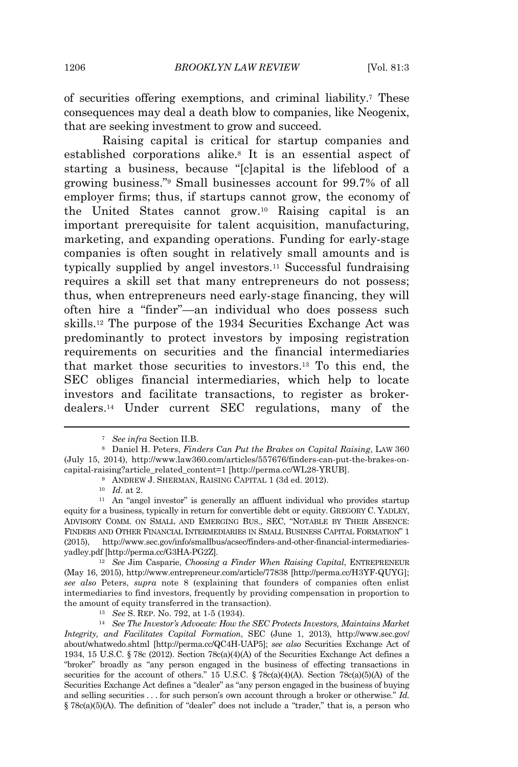of securities offering exemptions, and criminal liability.[7] These consequences may deal a death blow to companies, like Neogenix, that are seeking investment to grow and succeed.

Raising capital is critical for startup companies and established corporations alike.[8] It is an essential aspect of starting a business, because "[c]apital is the lifeblood of a growing business."[9] Small businesses account for 99.7% of all employer firms; thus, if startups cannot grow, the economy of the United States cannot grow.[10] Raising capital is an important prerequisite for talent acquisition, manufacturing, marketing, and expanding operations. Funding for early-stage companies is often sought in relatively small amounts and is typically supplied by angel investors.[11] Successful fundraising requires a skill set that many entrepreneurs do not possess; thus, when entrepreneurs need early-stage financing, they will often hire a "finder"—an individual who does possess such skills.[12] The purpose of the 1934 Securities Exchange Act was predominantly to protect investors by imposing registration requirements on securities and the financial intermediaries that market those securities to investors.[13] To this end, the SEC obliges financial intermediaries, which help to locate investors and facilitate transactions, to register as broker-dealers.[14] Under current SEC regulations, many of the

---

[7] *See infra* Section II.B.

[8] Daniel H. Peters, *Finders Can Put the Brakes on Capital Raising*, LAW 360 (July 15, 2014), http://www.law360.com/articles/557676/finders-can-put-the-brakes-on-capital-raising?article_related_content=1 [http://perma.cc/WL28-YRUB].

[9] ANDREW J. SHERMAN, RAISING CAPITAL 1 (3d ed. 2012).

[10] *Id.* at 2.

[11] An "angel investor" is generally an affluent individual who provides startup equity for a business, typically in return for convertible debt or equity. GREGORY C. YADLEY, ADVISORY COMM. ON SMALL AND EMERGING BUS., SEC, "NOTABLE BY THEIR ABSENCE: FINDERS AND OTHER FINANCIAL INTERMEDIARIES IN SMALL BUSINESS CAPITAL FORMATION" 1 (2015), http://www.sec.gov/info/smallbus/acsec/finders-and-other-financial-intermediaries-yadley.pdf [http://perma.cc/G3HA-PG2Z].

[12] *See* Jim Casparie, *Choosing a Finder When Raising Capital*, ENTREPRENEUR (May 16, 2015), http://www.entrepreneur.com/article/77838 [http://perma.cc/H3YF-QUYG]; *see also* Peters, *supra* note 8 (explaining that founders of companies often enlist intermediaries to find investors, frequently by providing compensation in proportion to the amount of equity transferred in the transaction).

[13] *See* S. REP. No. 792, at 1-5 (1934).

[14] *See The Investor's Advocate: How the SEC Protects Investors, Maintains Market Integrity, and Facilitates Capital Formation*, SEC (June 1, 2013), http://www.sec.gov/about/whatwedo.shtml [http://perma.cc/QC4H-UAP5]; *see also* Securities Exchange Act of 1934, 15 U.S.C. § 78c (2012). Section 78c(a)(4)(A) of the Securities Exchange Act defines a "broker" broadly as "any person engaged in the business of effecting transactions in securities for the account of others." 15 U.S.C. § 78c(a)(4)(A). Section 78c(a)(5)(A) of the Securities Exchange Act defines a "dealer" as "any person engaged in the business of buying and selling securities . . . for such person's own account through a broker or otherwise." *Id.* § 78c(a)(5)(A). The definition of "dealer" does not include a "trader," that is, a person who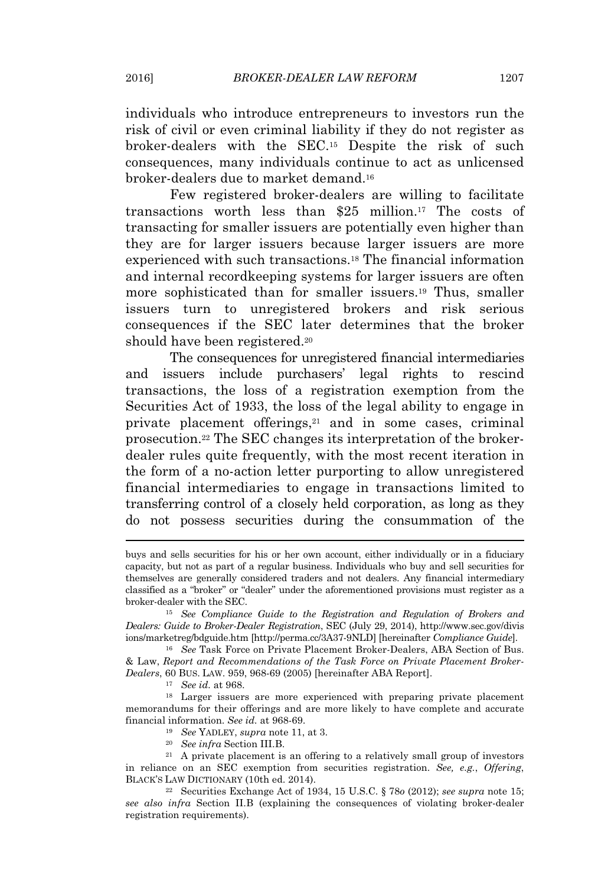individuals who introduce entrepreneurs to investors run the risk of civil or even criminal liability if they do not register as broker-dealers with the SEC.[15] Despite the risk of such consequences, many individuals continue to act as unlicensed broker-dealers due to market demand.[16]

Few registered broker-dealers are willing to facilitate transactions worth less than $25 million.[17] The costs of transacting for smaller issuers are potentially even higher than they are for larger issuers because larger issuers are more experienced with such transactions.[18] The financial information and internal recordkeeping systems for larger issuers are often more sophisticated than for smaller issuers.[19] Thus, smaller issuers turn to unregistered brokers and risk serious consequences if the SEC later determines that the broker should have been registered.[20]

The consequences for unregistered financial intermediaries and issuers include purchasers' legal rights to rescind transactions, the loss of a registration exemption from the Securities Act of 1933, the loss of the legal ability to engage in private placement offerings,[21] and in some cases, criminal prosecution.[22] The SEC changes its interpretation of the broker-dealer rules quite frequently, with the most recent iteration in the form of a no-action letter purporting to allow unregistered financial intermediaries to engage in transactions limited to transferring control of a closely held corporation, as long as they do not possess securities during the consummation of the

---

buys and sells securities for his or her own account, either individually or in a fiduciary capacity, but not as part of a regular business. Individuals who buy and sell securities for themselves are generally considered traders and not dealers. Any financial intermediary classified as a "broker" or "dealer" under the aforementioned provisions must register as a broker-dealer with the SEC.

[15] *See Compliance Guide to the Registration and Regulation of Brokers and Dealers: Guide to Broker-Dealer Registration*, SEC (July 29, 2014), http://www.sec.gov/divisions/marketreg/bdguide.htm [http://perma.cc/3A37-9NLD] [hereinafter *Compliance Guide*].

[16] *See* Task Force on Private Placement Broker-Dealers, ABA Section of Bus. & Law, *Report and Recommendations of the Task Force on Private Placement Broker-Dealers*, 60 BUS. LAW. 959, 968-69 (2005) [hereinafter ABA Report].

[17] *See id.* at 968.

[18] Larger issuers are more experienced with preparing private placement memorandums for their offerings and are more likely to have complete and accurate financial information. *See id.* at 968-69.

[19] *See* YADLEY, *supra* note 11, at 3.

[20] *See infra* Section III.B.

[21] A private placement is an offering to a relatively small group of investors in reliance on an SEC exemption from securities registration. *See, e.g.*, *Offering*, BLACK'S LAW DICTIONARY (10th ed. 2014).

[22] Securities Exchange Act of 1934, 15 U.S.C. § 78*o* (2012); *see supra* note 15; *see also infra* Section II.B (explaining the consequences of violating broker-dealer registration requirements).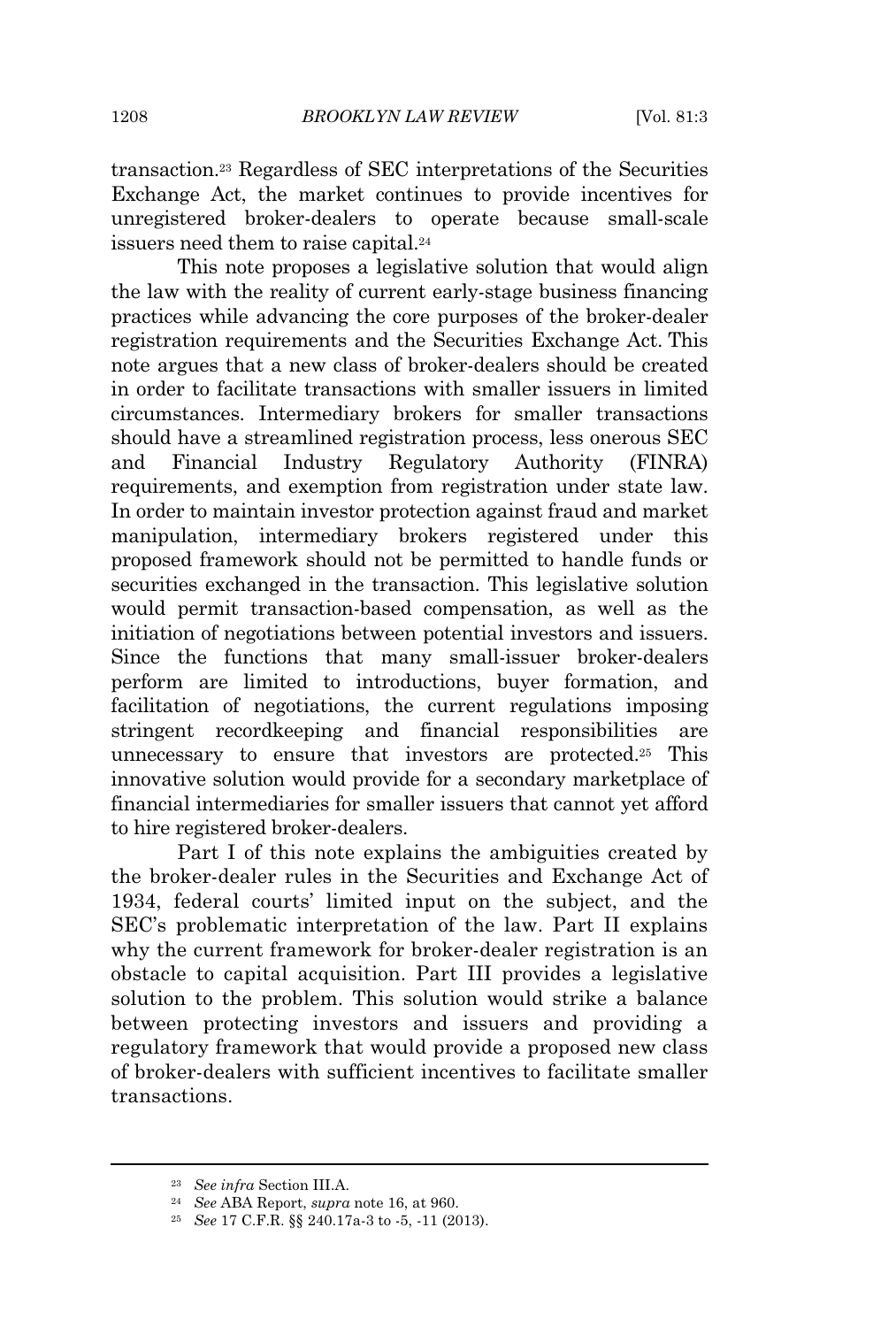transaction.[23] Regardless of SEC interpretations of the Securities Exchange Act, the market continues to provide incentives for unregistered broker-dealers to operate because small-scale issuers need them to raise capital.[24]

This note proposes a legislative solution that would align the law with the reality of current early-stage business financing practices while advancing the core purposes of the broker-dealer registration requirements and the Securities Exchange Act. This note argues that a new class of broker-dealers should be created in order to facilitate transactions with smaller issuers in limited circumstances. Intermediary brokers for smaller transactions should have a streamlined registration process, less onerous SEC and Financial Industry Regulatory Authority (FINRA) requirements, and exemption from registration under state law. In order to maintain investor protection against fraud and market manipulation, intermediary brokers registered under this proposed framework should not be permitted to handle funds or securities exchanged in the transaction. This legislative solution would permit transaction-based compensation, as well as the initiation of negotiations between potential investors and issuers. Since the functions that many small-issuer broker-dealers perform are limited to introductions, buyer formation, and facilitation of negotiations, the current regulations imposing stringent recordkeeping and financial responsibilities are unnecessary to ensure that investors are protected.[25] This innovative solution would provide for a secondary marketplace of financial intermediaries for smaller issuers that cannot yet afford to hire registered broker-dealers.

Part I of this note explains the ambiguities created by the broker-dealer rules in the Securities and Exchange Act of 1934, federal courts' limited input on the subject, and the SEC's problematic interpretation of the law. Part II explains why the current framework for broker-dealer registration is an obstacle to capital acquisition. Part III provides a legislative solution to the problem. This solution would strike a balance between protecting investors and issuers and providing a regulatory framework that would provide a proposed new class of broker-dealers with sufficient incentives to facilitate smaller transactions.

---

[23] *See infra* Section III.A.

[24] *See* ABA Report, *supra* note 16, at 960.

[25] *See* 17 C.F.R. §§ 240.17a-3 to -5, -11 (2013).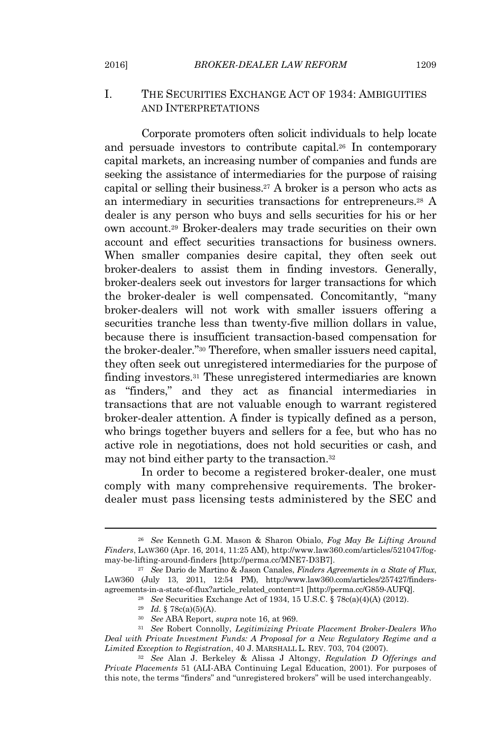## I. THE SECURITIES EXCHANGE ACT OF 1934: AMBIGUITIES AND INTERPRETATIONS

Corporate promoters often solicit individuals to help locate and persuade investors to contribute capital.[26] In contemporary capital markets, an increasing number of companies and funds are seeking the assistance of intermediaries for the purpose of raising capital or selling their business.[27] A broker is a person who acts as an intermediary in securities transactions for entrepreneurs.[28] A dealer is any person who buys and sells securities for his or her own account.[29] Broker-dealers may trade securities on their own account and effect securities transactions for business owners. When smaller companies desire capital, they often seek out broker-dealers to assist them in finding investors. Generally, broker-dealers seek out investors for larger transactions for which the broker-dealer is well compensated. Concomitantly, "many broker-dealers will not work with smaller issuers offering a securities tranche less than twenty-five million dollars in value, because there is insufficient transaction-based compensation for the broker-dealer."[30] Therefore, when smaller issuers need capital, they often seek out unregistered intermediaries for the purpose of finding investors.[31] These unregistered intermediaries are known as "finders," and they act as financial intermediaries in transactions that are not valuable enough to warrant registered broker-dealer attention. A finder is typically defined as a person, who brings together buyers and sellers for a fee, but who has no active role in negotiations, does not hold securities or cash, and may not bind either party to the transaction.[32]

In order to become a registered broker-dealer, one must comply with many comprehensive requirements. The broker-dealer must pass licensing tests administered by the SEC and

---

[26] *See* Kenneth G.M. Mason & Sharon Obialo, *Fog May Be Lifting Around Finders*, LAW360 (Apr. 16, 2014, 11:25 AM), http://www.law360.com/articles/521047/fog-may-be-lifting-around-finders [http://perma.cc/MNE7-D3B7].

[27] *See* Dario de Martino & Jason Canales, *Finders Agreements in a State of Flux*, LAW360 (July 13, 2011, 12:54 PM), http://www.law360.com/articles/257427/finders-agreements-in-a-state-of-flux?article_related_content=1 [http://perma.cc/G859-AUFQ].

[28] *See* Securities Exchange Act of 1934, 15 U.S.C. § 78c(a)(4)(A) (2012).

[29] *Id.* § 78c(a)(5)(A).

[30] *See* ABA Report, *supra* note 16, at 969.

[31] *See* Robert Connolly, *Legitimizing Private Placement Broker-Dealers Who Deal with Private Investment Funds: A Proposal for a New Regulatory Regime and a Limited Exception to Registration*, 40 J. MARSHALL L. REV. 703, 704 (2007).

[32] *See* Alan J. Berkeley & Alissa J Altongy, *Regulation D Offerings and Private Placements* 51 (ALI-ABA Continuing Legal Education, 2001). For purposes of this note, the terms "finders" and "unregistered brokers" will be used interchangeably.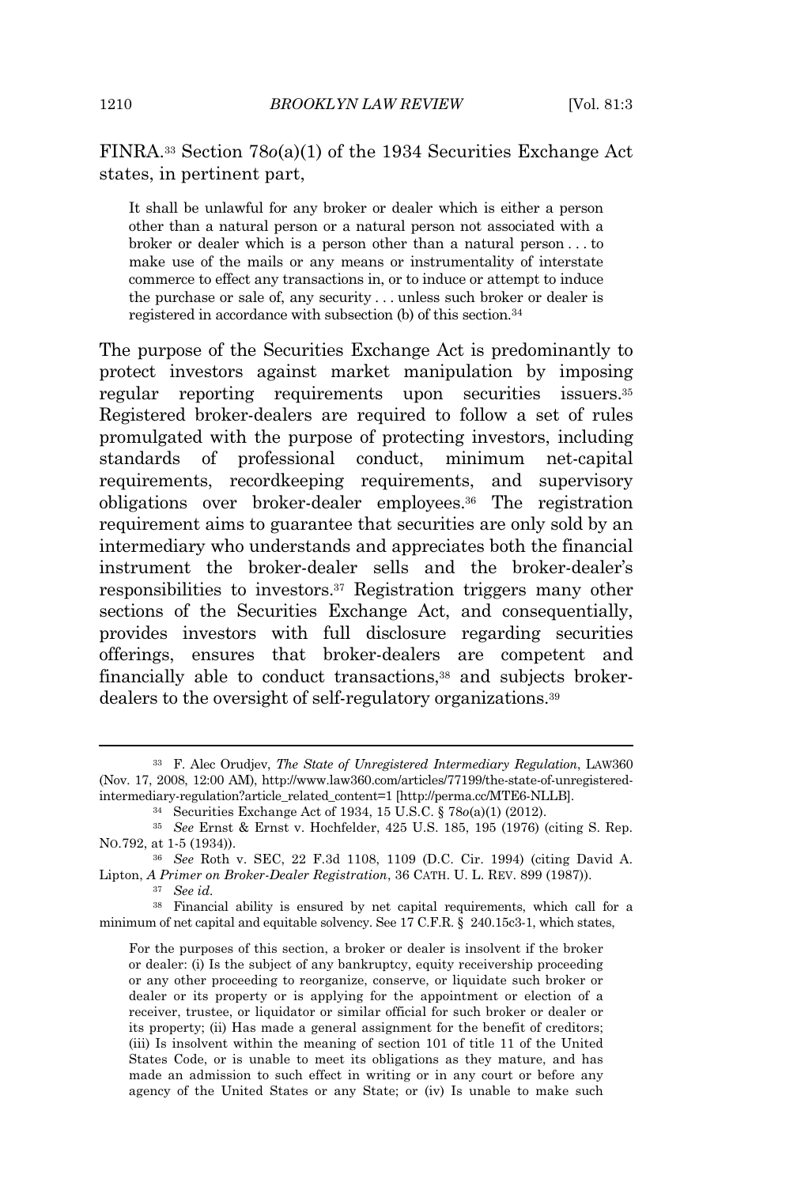FINRA.[33] Section 78*o*(a)(1) of the 1934 Securities Exchange Act states, in pertinent part,

> It shall be unlawful for any broker or dealer which is either a person other than a natural person or a natural person not associated with a broker or dealer which is a person other than a natural person . . . to make use of the mails or any means or instrumentality of interstate commerce to effect any transactions in, or to induce or attempt to induce the purchase or sale of, any security . . . unless such broker or dealer is registered in accordance with subsection (b) of this section.[34]

The purpose of the Securities Exchange Act is predominantly to protect investors against market manipulation by imposing regular reporting requirements upon securities issuers.[35] Registered broker-dealers are required to follow a set of rules promulgated with the purpose of protecting investors, including standards of professional conduct, minimum net-capital requirements, recordkeeping requirements, and supervisory obligations over broker-dealer employees.[36] The registration requirement aims to guarantee that securities are only sold by an intermediary who understands and appreciates both the financial instrument the broker-dealer sells and the broker-dealer's responsibilities to investors.[37] Registration triggers many other sections of the Securities Exchange Act, and consequentially, provides investors with full disclosure regarding securities offerings, ensures that broker-dealers are competent and financially able to conduct transactions,[38] and subjects broker-dealers to the oversight of self-regulatory organizations.[39]

---

[33] F. Alec Orudjev, *The State of Unregistered Intermediary Regulation*, LAW360 (Nov. 17, 2008, 12:00 AM), http://www.law360.com/articles/77199/the-state-of-unregistered-intermediary-regulation?article_related_content=1 [http://perma.cc/MTE6-NLLB].

[34] Securities Exchange Act of 1934, 15 U.S.C. § 78*o*(a)(1) (2012).

[35] *See* Ernst & Ernst v. Hochfelder, 425 U.S. 185, 195 (1976) (citing S. Rep. NO.792, at 1-5 (1934)).

[36] *See* Roth v. SEC, 22 F.3d 1108, 1109 (D.C. Cir. 1994) (citing David A. Lipton, *A Primer on Broker-Dealer Registration*, 36 CATH. U. L. REV. 899 (1987)).

[37] *See id.*

[38] Financial ability is ensured by net capital requirements, which call for a minimum of net capital and equitable solvency. See 17 C.F.R. § 240.15c3-1, which states,

> For the purposes of this section, a broker or dealer is insolvent if the broker or dealer: (i) Is the subject of any bankruptcy, equity receivership proceeding or any other proceeding to reorganize, conserve, or liquidate such broker or dealer or its property or is applying for the appointment or election of a receiver, trustee, or liquidator or similar official for such broker or dealer or its property; (ii) Has made a general assignment for the benefit of creditors; (iii) Is insolvent within the meaning of section 101 of title 11 of the United States Code, or is unable to meet its obligations as they mature, and has made an admission to such effect in writing or in any court or before any agency of the United States or any State; or (iv) Is unable to make such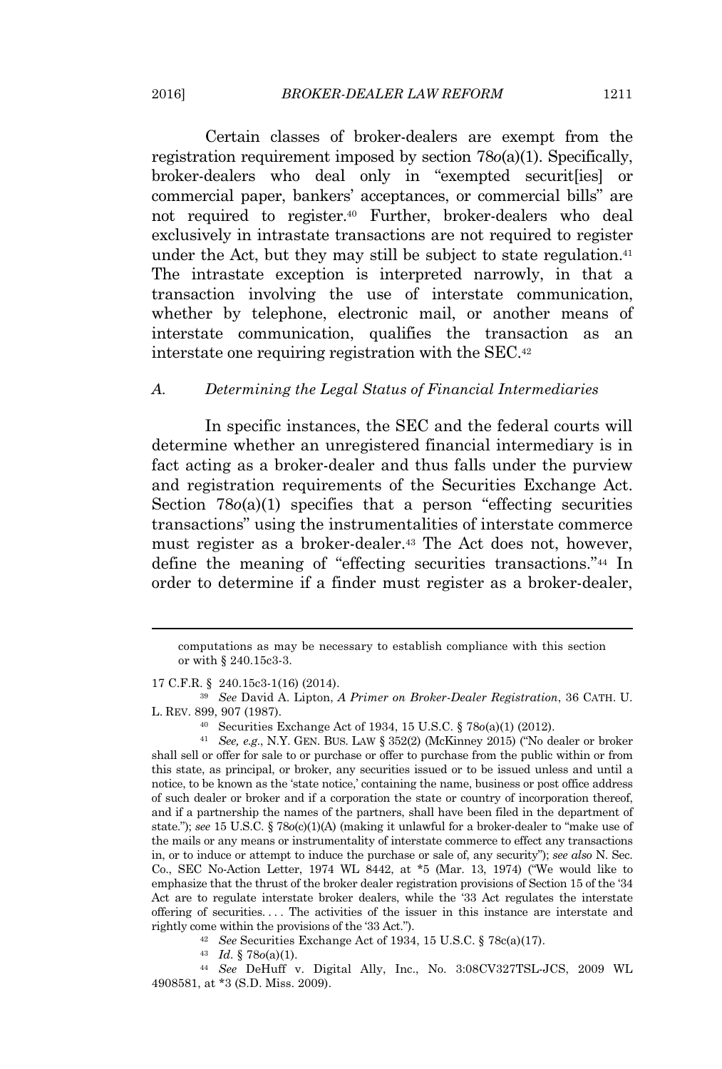Certain classes of broker-dealers are exempt from the registration requirement imposed by section 78*o*(a)(1). Specifically, broker-dealers who deal only in "exempted securit[ies] or commercial paper, bankers' acceptances, or commercial bills" are not required to register.[40] Further, broker-dealers who deal exclusively in intrastate transactions are not required to register under the Act, but they may still be subject to state regulation.[41] The intrastate exception is interpreted narrowly, in that a transaction involving the use of interstate communication, whether by telephone, electronic mail, or another means of interstate communication, qualifies the transaction as an interstate one requiring registration with the SEC.[42]

### *A. Determining the Legal Status of Financial Intermediaries*

In specific instances, the SEC and the federal courts will determine whether an unregistered financial intermediary is in fact acting as a broker-dealer and thus falls under the purview and registration requirements of the Securities Exchange Act. Section 78*o*(a)(1) specifies that a person "effecting securities transactions" using the instrumentalities of interstate commerce must register as a broker-dealer.[43] The Act does not, however, define the meaning of "effecting securities transactions."[44] In order to determine if a finder must register as a broker-dealer,

---

computations as may be necessary to establish compliance with this section or with § 240.15c3-3.

17 C.F.R. § 240.15c3-1(16) (2014).

[39] *See* David A. Lipton, *A Primer on Broker-Dealer Registration*, 36 CATH. U. L. REV. 899, 907 (1987).

[40] Securities Exchange Act of 1934, 15 U.S.C. § 78*o*(a)(1) (2012).

[41] *See, e.g.*, N.Y. GEN. BUS. LAW § 352(2) (McKinney 2015) ("No dealer or broker shall sell or offer for sale to or purchase or offer to purchase from the public within or from this state, as principal, or broker, any securities issued or to be issued unless and until a notice, to be known as the 'state notice,' containing the name, business or post office address of such dealer or broker and if a corporation the state or country of incorporation thereof, and if a partnership the names of the partners, shall have been filed in the department of state."); *see* 15 U.S.C. § 78*o*(c)(1)(A) (making it unlawful for a broker-dealer to "make use of the mails or any means or instrumentality of interstate commerce to effect any transactions in, or to induce or attempt to induce the purchase or sale of, any security"); *see also* N. Sec. Co., SEC No-Action Letter, 1974 WL 8442, at *5 (Mar. 13, 1974) ("We would like to emphasize that the thrust of the broker dealer registration provisions of Section 15 of the '34 Act are to regulate interstate broker dealers, while the '33 Act regulates the interstate offering of securities. . . . The activities of the issuer in this instance are interstate and rightly come within the provisions of the '33 Act.").

[42] *See* Securities Exchange Act of 1934, 15 U.S.C. § 78c(a)(17).

[43] *Id.* § 78*o*(a)(1).

[44] *See* DeHuff v. Digital Ally, Inc., No. 3:08CV327TSL-JCS, 2009 WL 4908581, at *3 (S.D. Miss. 2009).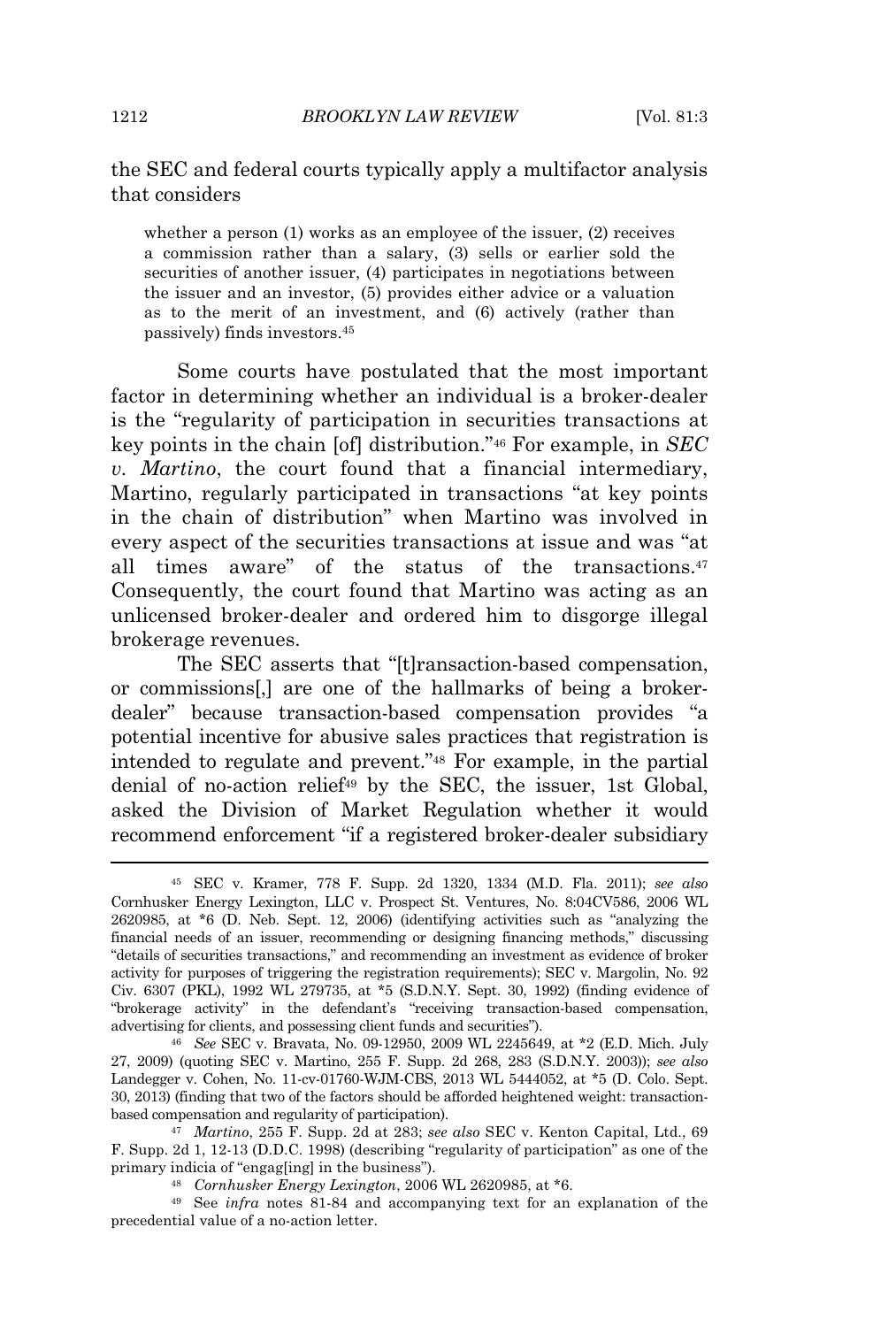the SEC and federal courts typically apply a multifactor analysis that considers

> whether a person (1) works as an employee of the issuer, (2) receives a commission rather than a salary, (3) sells or earlier sold the securities of another issuer, (4) participates in negotiations between the issuer and an investor, (5) provides either advice or a valuation as to the merit of an investment, and (6) actively (rather than passively) finds investors.[45]

Some courts have postulated that the most important factor in determining whether an individual is a broker-dealer is the "regularity of participation in securities transactions at key points in the chain [of] distribution."[46] For example, in *SEC v. Martino*, the court found that a financial intermediary, Martino, regularly participated in transactions "at key points in the chain of distribution" when Martino was involved in every aspect of the securities transactions at issue and was "at all times aware" of the status of the transactions.[47] Consequently, the court found that Martino was acting as an unlicensed broker-dealer and ordered him to disgorge illegal brokerage revenues.

The SEC asserts that "[t]ransaction-based compensation, or commissions[,] are one of the hallmarks of being a broker-dealer" because transaction-based compensation provides "a potential incentive for abusive sales practices that registration is intended to regulate and prevent."[48] For example, in the partial denial of no-action relief[49] by the SEC, the issuer, 1st Global, asked the Division of Market Regulation whether it would recommend enforcement "if a registered broker-dealer subsidiary

---

[45] SEC v. Kramer, 778 F. Supp. 2d 1320, 1334 (M.D. Fla. 2011); *see also* Cornhusker Energy Lexington, LLC v. Prospect St. Ventures, No. 8:04CV586, 2006 WL 2620985, at *6 (D. Neb. Sept. 12, 2006) (identifying activities such as "analyzing the financial needs of an issuer, recommending or designing financing methods," discussing "details of securities transactions," and recommending an investment as evidence of broker activity for purposes of triggering the registration requirements); SEC v. Margolin, No. 92 Civ. 6307 (PKL), 1992 WL 279735, at *5 (S.D.N.Y. Sept. 30, 1992) (finding evidence of "brokerage activity" in the defendant's "receiving transaction-based compensation, advertising for clients, and possessing client funds and securities").

[46] *See* SEC v. Bravata, No. 09-12950, 2009 WL 2245649, at *2 (E.D. Mich. July 27, 2009) (quoting SEC v. Martino, 255 F. Supp. 2d 268, 283 (S.D.N.Y. 2003)); *see also* Landegger v. Cohen, No. 11-cv-01760-WJM-CBS, 2013 WL 5444052, at *5 (D. Colo. Sept. 30, 2013) (finding that two of the factors should be afforded heightened weight: transaction-based compensation and regularity of participation).

[47] *Martino*, 255 F. Supp. 2d at 283; *see also* SEC v. Kenton Capital, Ltd., 69 F. Supp. 2d 1, 12-13 (D.D.C. 1998) (describing "regularity of participation" as one of the primary indicia of "engag[ing] in the business").

[48] *Cornhusker Energy Lexington*, 2006 WL 2620985, at *6.

[49] See *infra* notes 81-84 and accompanying text for an explanation of the precedential value of a no-action letter.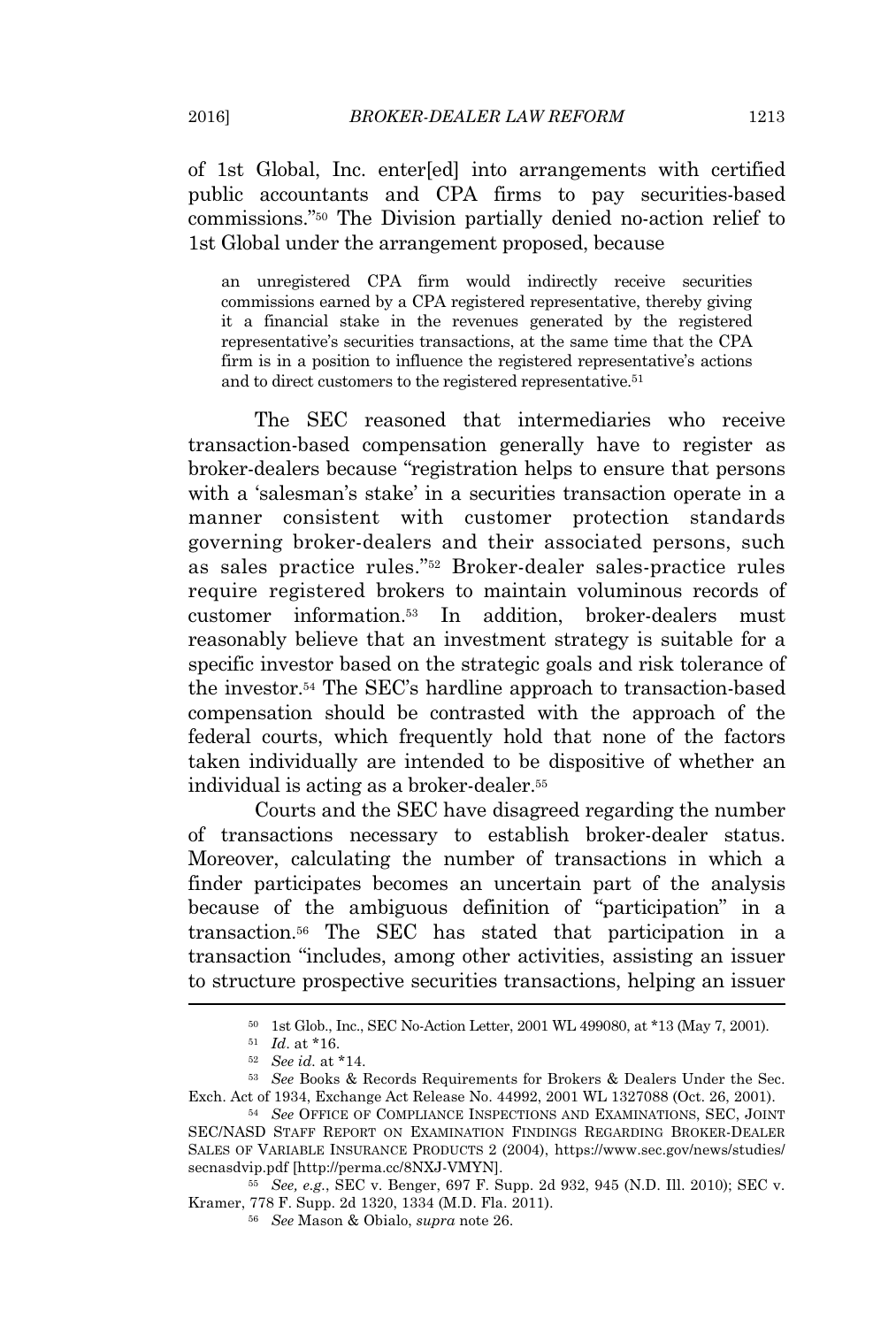of 1st Global, Inc. enter[ed] into arrangements with certified public accountants and CPA firms to pay securities-based commissions."[50] The Division partially denied no-action relief to 1st Global under the arrangement proposed, because

> an unregistered CPA firm would indirectly receive securities commissions earned by a CPA registered representative, thereby giving it a financial stake in the revenues generated by the registered representative's securities transactions, at the same time that the CPA firm is in a position to influence the registered representative's actions and to direct customers to the registered representative.[51]

The SEC reasoned that intermediaries who receive transaction-based compensation generally have to register as broker-dealers because "registration helps to ensure that persons with a 'salesman's stake' in a securities transaction operate in a manner consistent with customer protection standards governing broker-dealers and their associated persons, such as sales practice rules."[52] Broker-dealer sales-practice rules require registered brokers to maintain voluminous records of customer information.[53] In addition, broker-dealers must reasonably believe that an investment strategy is suitable for a specific investor based on the strategic goals and risk tolerance of the investor.[54] The SEC's hardline approach to transaction-based compensation should be contrasted with the approach of the federal courts, which frequently hold that none of the factors taken individually are intended to be dispositive of whether an individual is acting as a broker-dealer.[55]

Courts and the SEC have disagreed regarding the number of transactions necessary to establish broker-dealer status. Moreover, calculating the number of transactions in which a finder participates becomes an uncertain part of the analysis because of the ambiguous definition of "participation" in a transaction.[56] The SEC has stated that participation in a transaction "includes, among other activities, assisting an issuer to structure prospective securities transactions, helping an issuer

---

[50] 1st Glob., Inc., SEC No-Action Letter, 2001 WL 499080, at *13 (May 7, 2001).

[51] *Id.* at *16.

[52] *See id.* at *14.

[53] *See* Books & Records Requirements for Brokers & Dealers Under the Sec. Exch. Act of 1934, Exchange Act Release No. 44992, 2001 WL 1327088 (Oct. 26, 2001).

[54] *See* OFFICE OF COMPLIANCE INSPECTIONS AND EXAMINATIONS, SEC, JOINT SEC/NASD STAFF REPORT ON EXAMINATION FINDINGS REGARDING BROKER-DEALER SALES OF VARIABLE INSURANCE PRODUCTS 2 (2004), https://www.sec.gov/news/studies/secnasdvip.pdf [http://perma.cc/8NXJ-VMYN].

[55] *See, e.g.*, SEC v. Benger, 697 F. Supp. 2d 932, 945 (N.D. Ill. 2010); SEC v. Kramer, 778 F. Supp. 2d 1320, 1334 (M.D. Fla. 2011).

[56] *See* Mason & Obialo, *supra* note 26.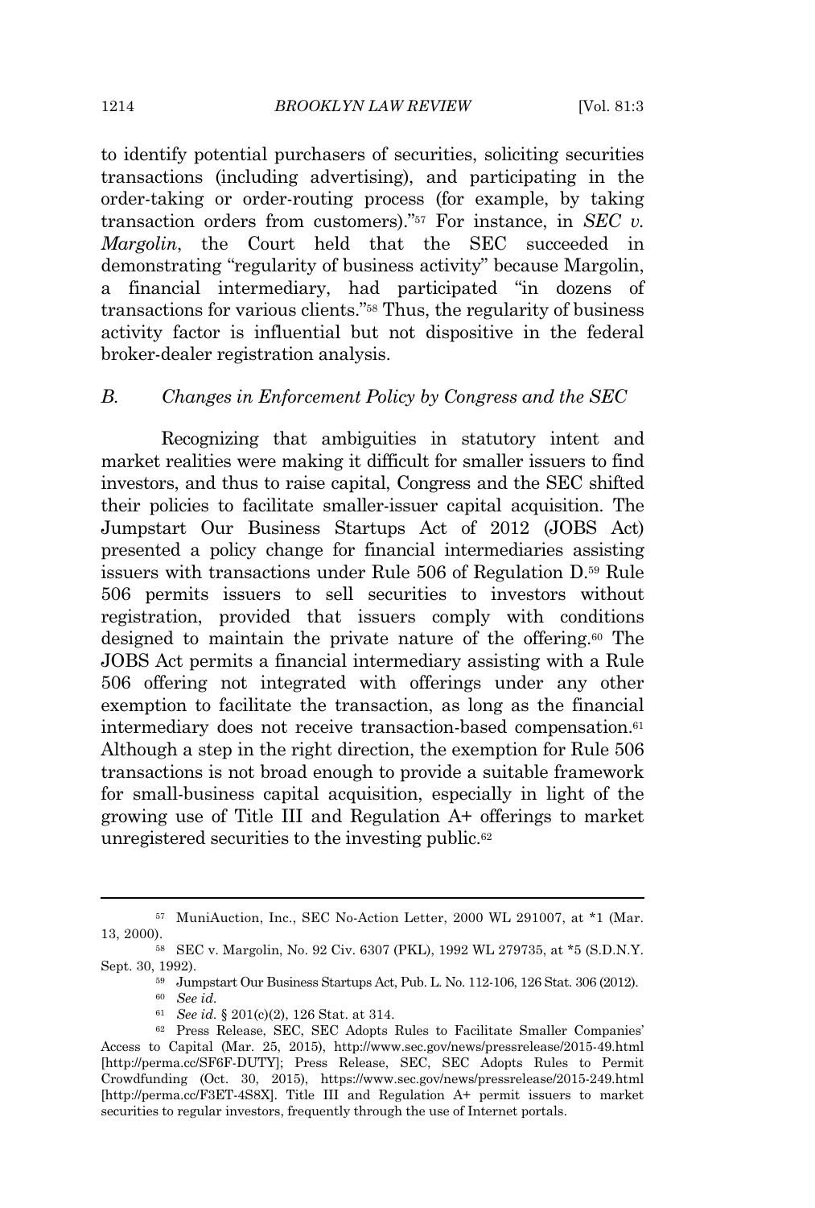to identify potential purchasers of securities, soliciting securities transactions (including advertising), and participating in the order-taking or order-routing process (for example, by taking transaction orders from customers)."[57] For instance, in *SEC v. Margolin*, the Court held that the SEC succeeded in demonstrating "regularity of business activity" because Margolin, a financial intermediary, had participated "in dozens of transactions for various clients."[58] Thus, the regularity of business activity factor is influential but not dispositive in the federal broker-dealer registration analysis.

### B. *Changes in Enforcement Policy by Congress and the SEC*

Recognizing that ambiguities in statutory intent and market realities were making it difficult for smaller issuers to find investors, and thus to raise capital, Congress and the SEC shifted their policies to facilitate smaller-issuer capital acquisition. The Jumpstart Our Business Startups Act of 2012 (JOBS Act) presented a policy change for financial intermediaries assisting issuers with transactions under Rule 506 of Regulation D.[59] Rule 506 permits issuers to sell securities to investors without registration, provided that issuers comply with conditions designed to maintain the private nature of the offering.[60] The JOBS Act permits a financial intermediary assisting with a Rule 506 offering not integrated with offerings under any other exemption to facilitate the transaction, as long as the financial intermediary does not receive transaction-based compensation.[61] Although a step in the right direction, the exemption for Rule 506 transactions is not broad enough to provide a suitable framework for small-business capital acquisition, especially in light of the growing use of Title III and Regulation A+ offerings to market unregistered securities to the investing public.[62]

---

[57] MuniAuction, Inc., SEC No-Action Letter, 2000 WL 291007, at *1 (Mar. 13, 2000).

[58] SEC v. Margolin, No. 92 Civ. 6307 (PKL), 1992 WL 279735, at *5 (S.D.N.Y. Sept. 30, 1992).

[59] Jumpstart Our Business Startups Act, Pub. L. No. 112-106, 126 Stat. 306 (2012).

[60] *See id.*

[61] *See id.* § 201(c)(2), 126 Stat. at 314.

[62] Press Release, SEC, SEC Adopts Rules to Facilitate Smaller Companies' Access to Capital (Mar. 25, 2015), http://www.sec.gov/news/pressrelease/2015-49.html [http://perma.cc/SF6F-DUTY]; Press Release, SEC, SEC Adopts Rules to Permit Crowdfunding (Oct. 30, 2015), https://www.sec.gov/news/pressrelease/2015-249.html [http://perma.cc/F3ET-4S8X]. Title III and Regulation A+ permit issuers to market securities to regular investors, frequently through the use of Internet portals.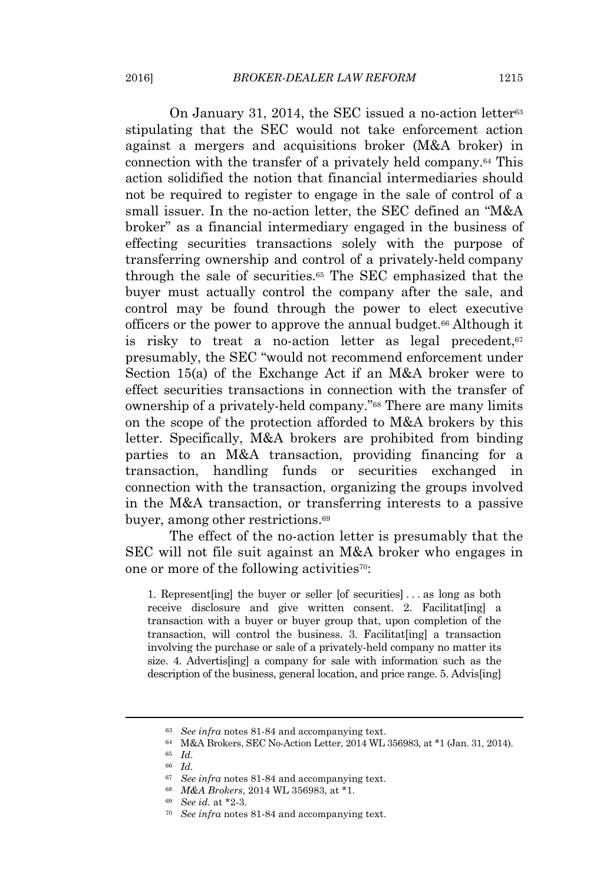On January 31, 2014, the SEC issued a no-action letter[63] stipulating that the SEC would not take enforcement action against a mergers and acquisitions broker (M&A broker) in connection with the transfer of a privately held company.[64] This action solidified the notion that financial intermediaries should not be required to register to engage in the sale of control of a small issuer. In the no-action letter, the SEC defined an "M&A broker" as a financial intermediary engaged in the business of effecting securities transactions solely with the purpose of transferring ownership and control of a privately-held company through the sale of securities.[65] The SEC emphasized that the buyer must actually control the company after the sale, and control may be found through the power to elect executive officers or the power to approve the annual budget.[66] Although it is risky to treat a no-action letter as legal precedent,[67] presumably, the SEC "would not recommend enforcement under Section 15(a) of the Exchange Act if an M&A broker were to effect securities transactions in connection with the transfer of ownership of a privately-held company."[68] There are many limits on the scope of the protection afforded to M&A brokers by this letter. Specifically, M&A brokers are prohibited from binding parties to an M&A transaction, providing financing for a transaction, handling funds or securities exchanged in connection with the transaction, organizing the groups involved in the M&A transaction, or transferring interests to a passive buyer, among other restrictions.[69]

The effect of the no-action letter is presumably that the SEC will not file suit against an M&A broker who engages in one or more of the following activities[70]:

> 1. Represent[ing] the buyer or seller [of securities] . . . as long as both receive disclosure and give written consent. 2. Facilitat[ing] a transaction with a buyer or buyer group that, upon completion of the transaction, will control the business. 3. Facilitat[ing] a transaction involving the purchase or sale of a privately-held company no matter its size. 4. Advertis[ing] a company for sale with information such as the description of the business, general location, and price range. 5. Advis[ing]

---

[63] *See infra* notes 81-84 and accompanying text.

[64] M&A Brokers, SEC No-Action Letter, 2014 WL 356983, at *1 (Jan. 31, 2014).

[65] *Id.*

[66] *Id.*

[67] *See infra* notes 81-84 and accompanying text.

[68] *M&A Brokers*, 2014 WL 356983, at *1.

[69] *See id.* at *2-3.

[70] *See infra* notes 81-84 and accompanying text.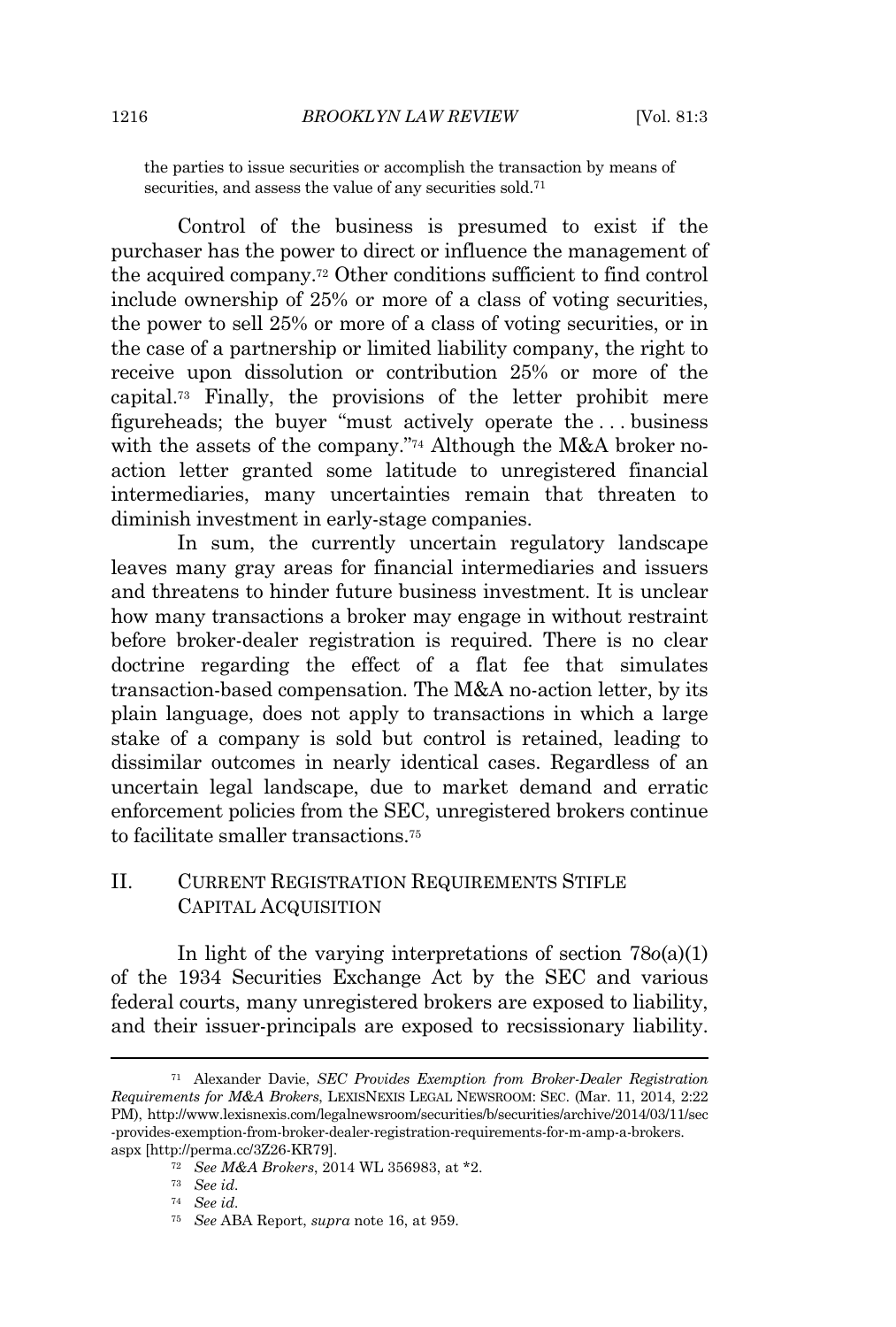the parties to issue securities or accomplish the transaction by means of securities, and assess the value of any securities sold.[71]

Control of the business is presumed to exist if the purchaser has the power to direct or influence the management of the acquired company.[72] Other conditions sufficient to find control include ownership of 25% or more of a class of voting securities, the power to sell 25% or more of a class of voting securities, or in the case of a partnership or limited liability company, the right to receive upon dissolution or contribution 25% or more of the capital.[73] Finally, the provisions of the letter prohibit mere figureheads; the buyer "must actively operate the . . . business with the assets of the company."[74] Although the M&A broker no-action letter granted some latitude to unregistered financial intermediaries, many uncertainties remain that threaten to diminish investment in early-stage companies.

In sum, the currently uncertain regulatory landscape leaves many gray areas for financial intermediaries and issuers and threatens to hinder future business investment. It is unclear how many transactions a broker may engage in without restraint before broker-dealer registration is required. There is no clear doctrine regarding the effect of a flat fee that simulates transaction-based compensation. The M&A no-action letter, by its plain language, does not apply to transactions in which a large stake of a company is sold but control is retained, leading to dissimilar outcomes in nearly identical cases. Regardless of an uncertain legal landscape, due to market demand and erratic enforcement policies from the SEC, unregistered brokers continue to facilitate smaller transactions.[75]

## II. CURRENT REGISTRATION REQUIREMENTS STIFLE CAPITAL ACQUISITION

In light of the varying interpretations of section 78*o*(a)(1) of the 1934 Securities Exchange Act by the SEC and various federal courts, many unregistered brokers are exposed to liability, and their issuer-principals are exposed to recsissionary liability.

---

[71] Alexander Davie, *SEC Provides Exemption from Broker-Dealer Registration Requirements for M&A Brokers*, LEXISNEXIS LEGAL NEWSROOM: SEC. (Mar. 11, 2014, 2:22 PM), http://www.lexisnexis.com/legalnewsroom/securities/b/securities/archive/2014/03/11/sec-provides-exemption-from-broker-dealer-registration-requirements-for-m-amp-a-brokers.aspx [http://perma.cc/3Z26-KR79].

[72] *See M&A Brokers*, 2014 WL 356983, at *2.

[73] *See id.*

[74] *See id.*

[75] *See* ABA Report, *supra* note 16, at 959.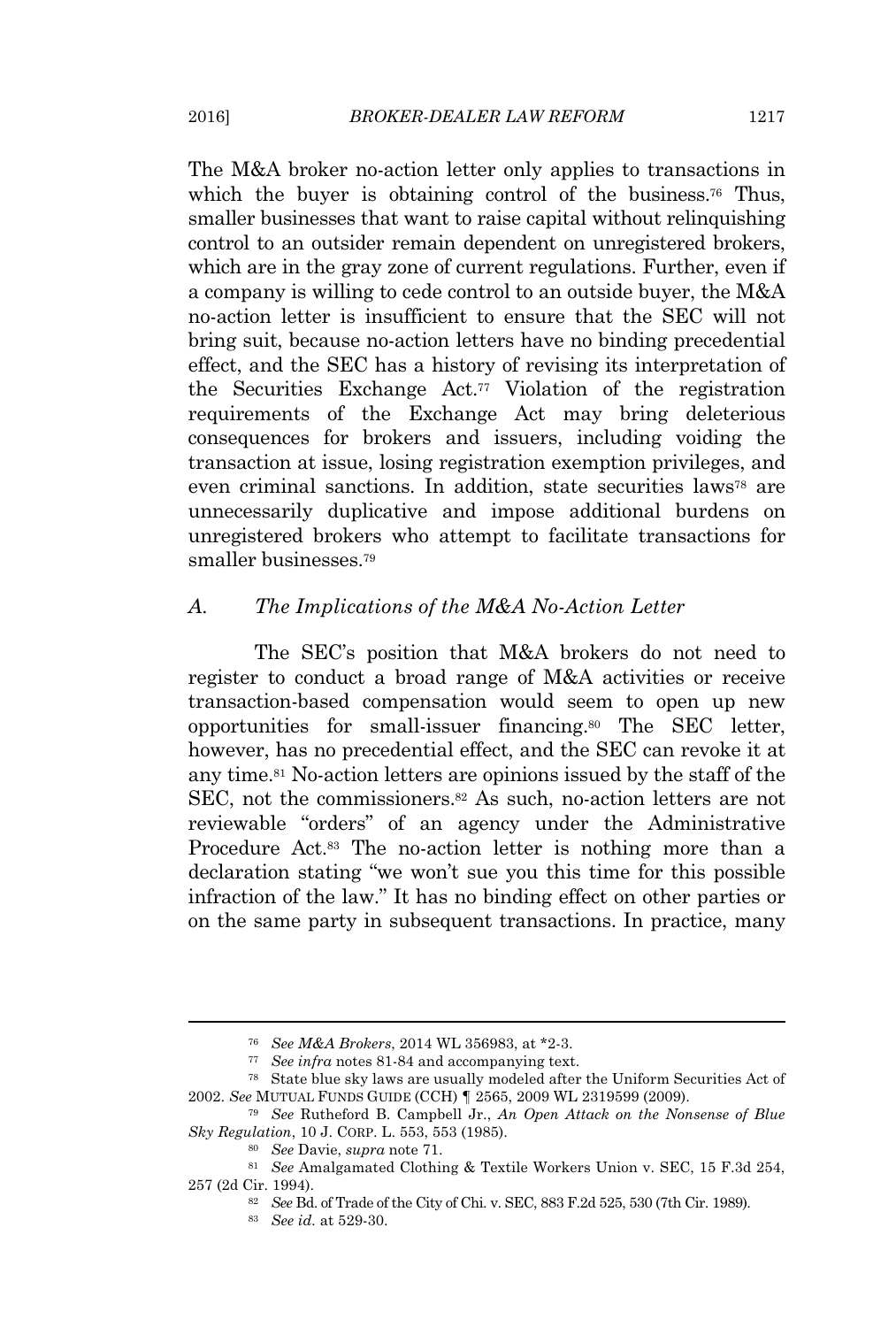The M&A broker no-action letter only applies to transactions in which the buyer is obtaining control of the business.[76] Thus, smaller businesses that want to raise capital without relinquishing control to an outsider remain dependent on unregistered brokers, which are in the gray zone of current regulations. Further, even if a company is willing to cede control to an outside buyer, the M&A no-action letter is insufficient to ensure that the SEC will not bring suit, because no-action letters have no binding precedential effect, and the SEC has a history of revising its interpretation of the Securities Exchange Act.[77] Violation of the registration requirements of the Exchange Act may bring deleterious consequences for brokers and issuers, including voiding the transaction at issue, losing registration exemption privileges, and even criminal sanctions. In addition, state securities laws[78] are unnecessarily duplicative and impose additional burdens on unregistered brokers who attempt to facilitate transactions for smaller businesses.[79]

### A. *The Implications of the M&A No-Action Letter*

The SEC's position that M&A brokers do not need to register to conduct a broad range of M&A activities or receive transaction-based compensation would seem to open up new opportunities for small-issuer financing.[80] The SEC letter, however, has no precedential effect, and the SEC can revoke it at any time.[81] No-action letters are opinions issued by the staff of the SEC, not the commissioners.[82] As such, no-action letters are not reviewable "orders" of an agency under the Administrative Procedure Act.[83] The no-action letter is nothing more than a declaration stating "we won't sue you this time for this possible infraction of the law." It has no binding effect on other parties or on the same party in subsequent transactions. In practice, many

---

[76] *See M&A Brokers*, 2014 WL 356983, at *2-3.

[77] *See infra* notes 81-84 and accompanying text.

[78] State blue sky laws are usually modeled after the Uniform Securities Act of 2002. *See* MUTUAL FUNDS GUIDE (CCH) ¶ 2565, 2009 WL 2319599 (2009).

[79] *See* Rutheford B. Campbell Jr., *An Open Attack on the Nonsense of Blue Sky Regulation*, 10 J. CORP. L. 553, 553 (1985).

[80] *See* Davie, *supra* note 71.

[81] *See* Amalgamated Clothing & Textile Workers Union v. SEC, 15 F.3d 254, 257 (2d Cir. 1994).

[82] *See* Bd. of Trade of the City of Chi. v. SEC, 883 F.2d 525, 530 (7th Cir. 1989).

[83] *See id.* at 529-30.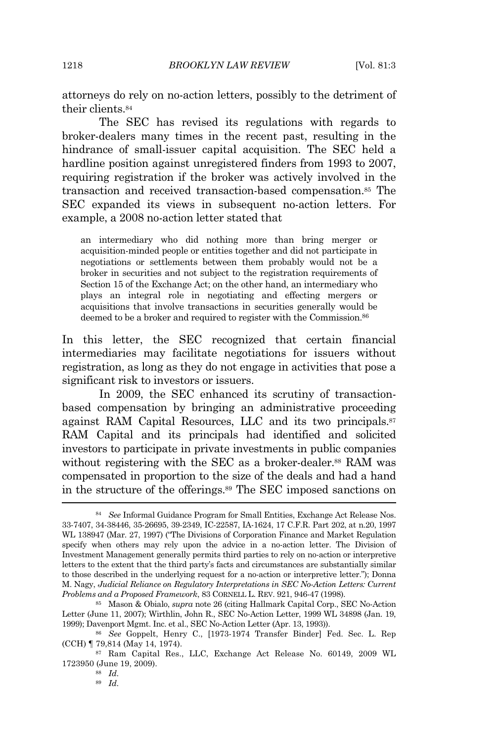attorneys do rely on no-action letters, possibly to the detriment of their clients.[84]

The SEC has revised its regulations with regards to broker-dealers many times in the recent past, resulting in the hindrance of small-issuer capital acquisition. The SEC held a hardline position against unregistered finders from 1993 to 2007, requiring registration if the broker was actively involved in the transaction and received transaction-based compensation.[85] The SEC expanded its views in subsequent no-action letters. For example, a 2008 no-action letter stated that

> an intermediary who did nothing more than bring merger or acquisition-minded people or entities together and did not participate in negotiations or settlements between them probably would not be a broker in securities and not subject to the registration requirements of Section 15 of the Exchange Act; on the other hand, an intermediary who plays an integral role in negotiating and effecting mergers or acquisitions that involve transactions in securities generally would be deemed to be a broker and required to register with the Commission.[86]

In this letter, the SEC recognized that certain financial intermediaries may facilitate negotiations for issuers without registration, as long as they do not engage in activities that pose a significant risk to investors or issuers.

In 2009, the SEC enhanced its scrutiny of transaction-based compensation by bringing an administrative proceeding against RAM Capital Resources, LLC and its two principals.[87] RAM Capital and its principals had identified and solicited investors to participate in private investments in public companies without registering with the SEC as a broker-dealer.[88] RAM was compensated in proportion to the size of the deals and had a hand in the structure of the offerings.[89] The SEC imposed sanctions on

---

[84] *See* Informal Guidance Program for Small Entities, Exchange Act Release Nos. 33-7407, 34-38446, 35-26695, 39-2349, IC-22587, IA-1624, 17 C.F.R. Part 202, at n.20, 1997 WL 138947 (Mar. 27, 1997) ("The Divisions of Corporation Finance and Market Regulation specify when others may rely upon the advice in a no-action letter. The Division of Investment Management generally permits third parties to rely on no-action or interpretive letters to the extent that the third party's facts and circumstances are substantially similar to those described in the underlying request for a no-action or interpretive letter."); Donna M. Nagy, *Judicial Reliance on Regulatory Interpretations in SEC No-Action Letters: Current Problems and a Proposed Framework*, 83 CORNELL L. REV. 921, 946-47 (1998).

[85] Mason & Obialo, *supra* note 26 (citing Hallmark Capital Corp., SEC No-Action Letter (June 11, 2007); Wirthlin, John R., SEC No-Action Letter, 1999 WL 34898 (Jan. 19, 1999); Davenport Mgmt. Inc. et al., SEC No-Action Letter (Apr. 13, 1993)).

[86] *See* Goppelt, Henry C., [1973-1974 Transfer Binder] Fed. Sec. L. Rep (CCH) ¶ 79,814 (May 14, 1974).

[87] Ram Capital Res., LLC, Exchange Act Release No. 60149, 2009 WL 1723950 (June 19, 2009).

[88] *Id.*

[89] *Id.*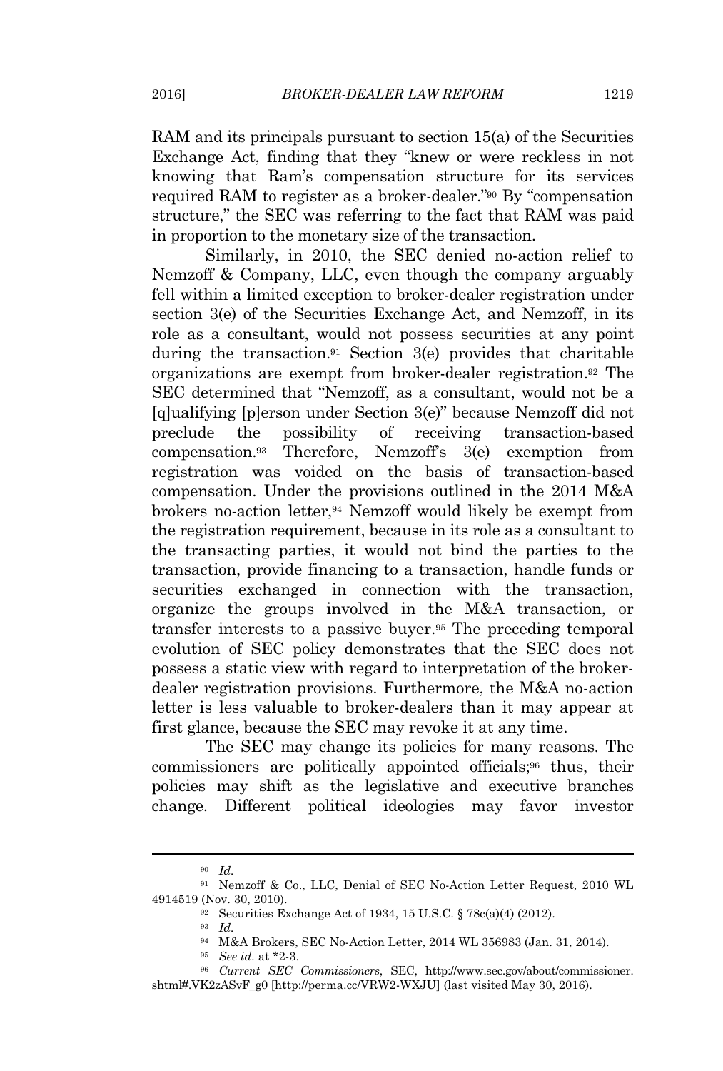RAM and its principals pursuant to section 15(a) of the Securities Exchange Act, finding that they "knew or were reckless in not knowing that Ram's compensation structure for its services required RAM to register as a broker-dealer."[90] By "compensation structure," the SEC was referring to the fact that RAM was paid in proportion to the monetary size of the transaction.

Similarly, in 2010, the SEC denied no-action relief to Nemzoff & Company, LLC, even though the company arguably fell within a limited exception to broker-dealer registration under section 3(e) of the Securities Exchange Act, and Nemzoff, in its role as a consultant, would not possess securities at any point during the transaction.[91] Section 3(e) provides that charitable organizations are exempt from broker-dealer registration.[92] The SEC determined that "Nemzoff, as a consultant, would not be a [q]ualifying [p]erson under Section 3(e)" because Nemzoff did not preclude the possibility of receiving transaction-based compensation.[93] Therefore, Nemzoff's 3(e) exemption from registration was voided on the basis of transaction-based compensation. Under the provisions outlined in the 2014 M&A brokers no-action letter,[94] Nemzoff would likely be exempt from the registration requirement, because in its role as a consultant to the transacting parties, it would not bind the parties to the transaction, provide financing to a transaction, handle funds or securities exchanged in connection with the transaction, organize the groups involved in the M&A transaction, or transfer interests to a passive buyer.[95] The preceding temporal evolution of SEC policy demonstrates that the SEC does not possess a static view with regard to interpretation of the broker-dealer registration provisions. Furthermore, the M&A no-action letter is less valuable to broker-dealers than it may appear at first glance, because the SEC may revoke it at any time.

The SEC may change its policies for many reasons. The commissioners are politically appointed officials;[96] thus, their policies may shift as the legislative and executive branches change. Different political ideologies may favor investor

---

[90] *Id.*

[91] Nemzoff & Co., LLC, Denial of SEC No-Action Letter Request, 2010 WL 4914519 (Nov. 30, 2010).

[92] Securities Exchange Act of 1934, 15 U.S.C. § 78c(a)(4) (2012).

[93] *Id.*

[94] M&A Brokers, SEC No-Action Letter, 2014 WL 356983 (Jan. 31, 2014).

[95] *See id.* at *2-3.

[96] *Current SEC Commissioners*, SEC, http://www.sec.gov/about/commissioner.shtml#.VK2zASvF_g0 [http://perma.cc/VRW2-WXJU] (last visited May 30, 2016).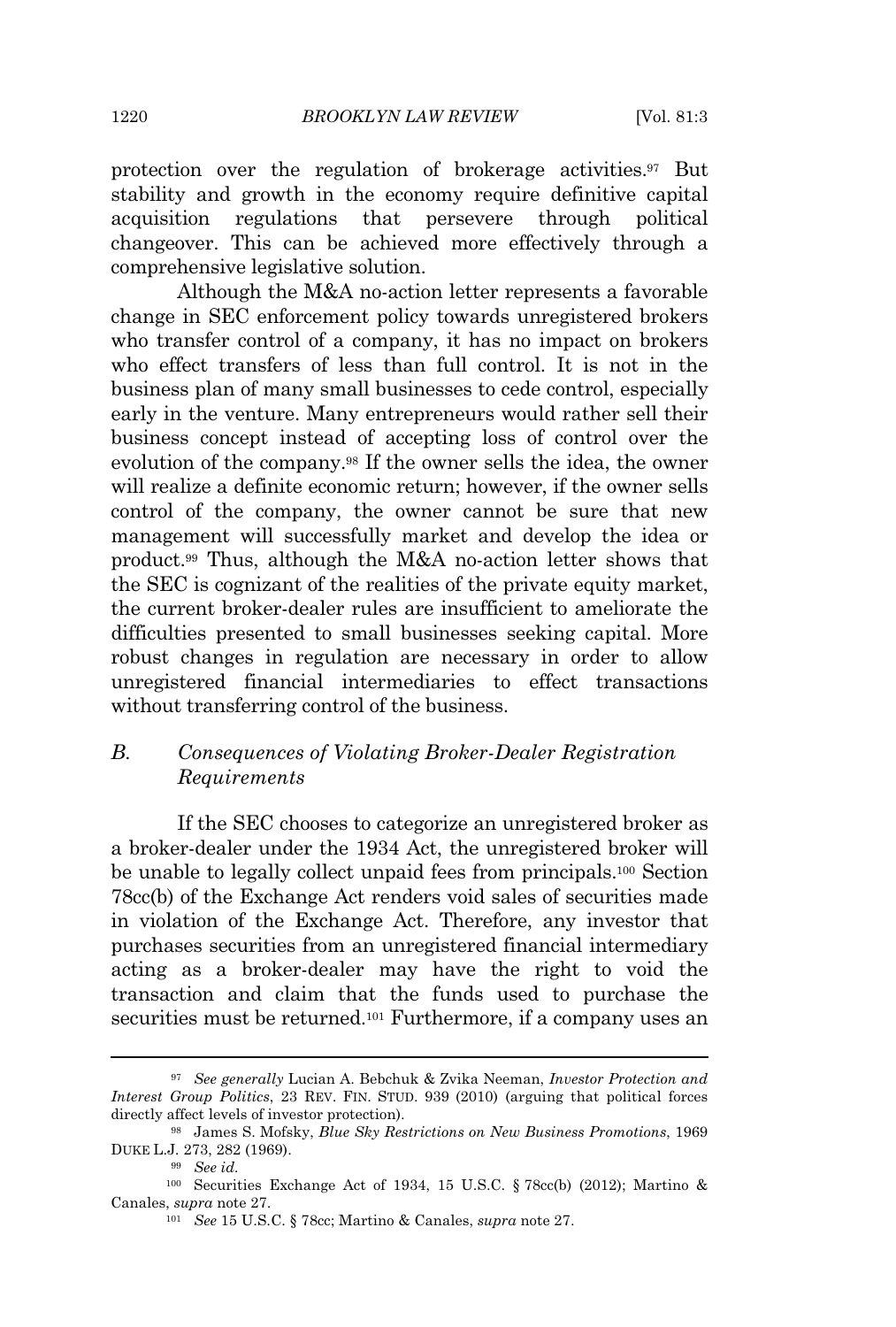protection over the regulation of brokerage activities.[97] But stability and growth in the economy require definitive capital acquisition regulations that persevere through political changeover. This can be achieved more effectively through a comprehensive legislative solution.

Although the M&A no-action letter represents a favorable change in SEC enforcement policy towards unregistered brokers who transfer control of a company, it has no impact on brokers who effect transfers of less than full control. It is not in the business plan of many small businesses to cede control, especially early in the venture. Many entrepreneurs would rather sell their business concept instead of accepting loss of control over the evolution of the company.[98] If the owner sells the idea, the owner will realize a definite economic return; however, if the owner sells control of the company, the owner cannot be sure that new management will successfully market and develop the idea or product.[99] Thus, although the M&A no-action letter shows that the SEC is cognizant of the realities of the private equity market, the current broker-dealer rules are insufficient to ameliorate the difficulties presented to small businesses seeking capital. More robust changes in regulation are necessary in order to allow unregistered financial intermediaries to effect transactions without transferring control of the business.

### B. *Consequences of Violating Broker-Dealer Registration Requirements*

If the SEC chooses to categorize an unregistered broker as a broker-dealer under the 1934 Act, the unregistered broker will be unable to legally collect unpaid fees from principals.[100] Section 78cc(b) of the Exchange Act renders void sales of securities made in violation of the Exchange Act. Therefore, any investor that purchases securities from an unregistered financial intermediary acting as a broker-dealer may have the right to void the transaction and claim that the funds used to purchase the securities must be returned.[101] Furthermore, if a company uses an

---

[97] *See generally* Lucian A. Bebchuk & Zvika Neeman, *Investor Protection and Interest Group Politics*, 23 REV. FIN. STUD. 939 (2010) (arguing that political forces directly affect levels of investor protection).

[98] James S. Mofsky, *Blue Sky Restrictions on New Business Promotions*, 1969 DUKE L.J. 273, 282 (1969).

[99] *See id.*

[100] Securities Exchange Act of 1934, 15 U.S.C. § 78cc(b) (2012); Martino & Canales, *supra* note 27.

[101] *See* 15 U.S.C. § 78cc; Martino & Canales, *supra* note 27.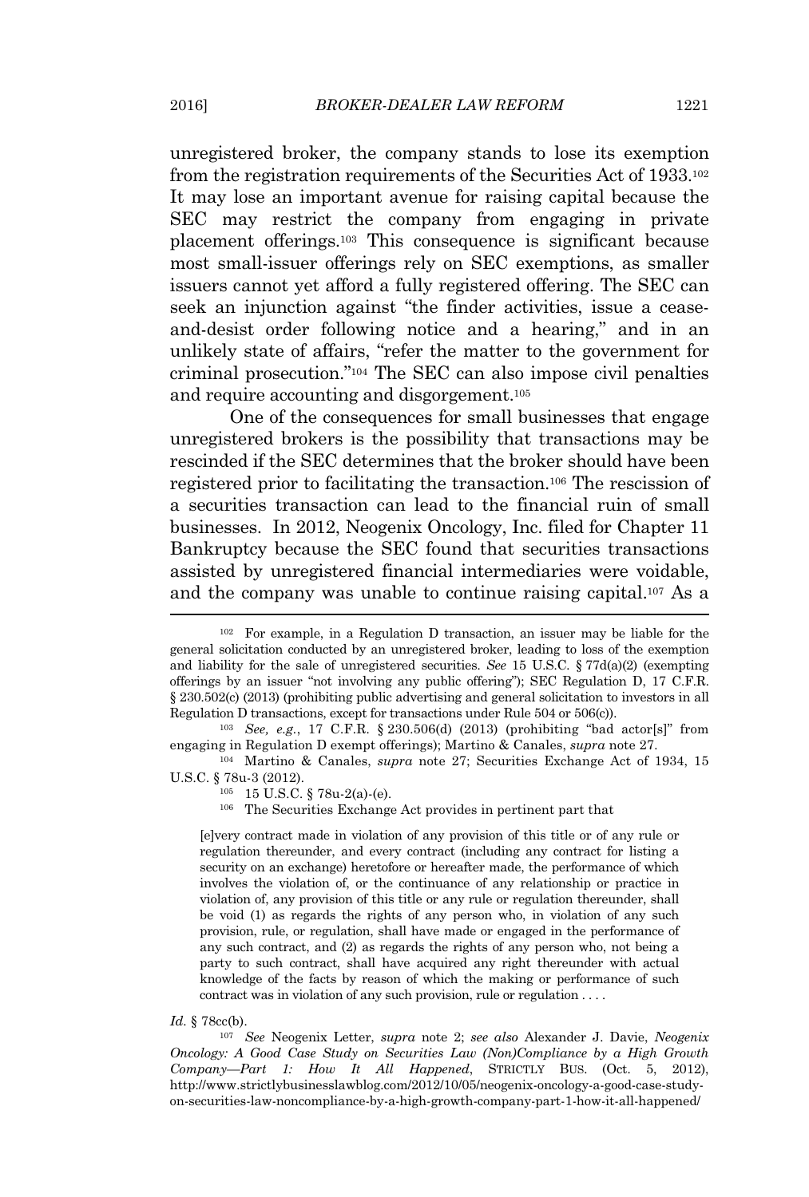unregistered broker, the company stands to lose its exemption from the registration requirements of the Securities Act of 1933.[102] It may lose an important avenue for raising capital because the SEC may restrict the company from engaging in private placement offerings.[103] This consequence is significant because most small-issuer offerings rely on SEC exemptions, as smaller issuers cannot yet afford a fully registered offering. The SEC can seek an injunction against "the finder activities, issue a cease-and-desist order following notice and a hearing," and in an unlikely state of affairs, "refer the matter to the government for criminal prosecution."[104] The SEC can also impose civil penalties and require accounting and disgorgement.[105]

One of the consequences for small businesses that engage unregistered brokers is the possibility that transactions may be rescinded if the SEC determines that the broker should have been registered prior to facilitating the transaction.[106] The rescission of a securities transaction can lead to the financial ruin of small businesses. In 2012, Neogenix Oncology, Inc. filed for Chapter 11 Bankruptcy because the SEC found that securities transactions assisted by unregistered financial intermediaries were voidable, and the company was unable to continue raising capital.[107] As a

---

[102] For example, in a Regulation D transaction, an issuer may be liable for the general solicitation conducted by an unregistered broker, leading to loss of the exemption and liability for the sale of unregistered securities. *See* 15 U.S.C. § 77d(a)(2) (exempting offerings by an issuer "not involving any public offering"); SEC Regulation D, 17 C.F.R. § 230.502(c) (2013) (prohibiting public advertising and general solicitation to investors in all Regulation D transactions, except for transactions under Rule 504 or 506(c)).

[103] *See, e.g.*, 17 C.F.R. § 230.506(d) (2013) (prohibiting "bad actor[s]" from engaging in Regulation D exempt offerings); Martino & Canales, *supra* note 27.

[104] Martino & Canales, *supra* note 27; Securities Exchange Act of 1934, 15 U.S.C. § 78u-3 (2012).

[105] 15 U.S.C. § 78u-2(a)-(e).

[106] The Securities Exchange Act provides in pertinent part that

> [e]very contract made in violation of any provision of this title or of any rule or regulation thereunder, and every contract (including any contract for listing a security on an exchange) heretofore or hereafter made, the performance of which involves the violation of, or the continuance of any relationship or practice in violation of, any provision of this title or any rule or regulation thereunder, shall be void (1) as regards the rights of any person who, in violation of any such provision, rule, or regulation, shall have made or engaged in the performance of any such contract, and (2) as regards the rights of any person who, not being a party to such contract, shall have acquired any right thereunder with actual knowledge of the facts by reason of which the making or performance of such contract was in violation of any such provision, rule or regulation . . . .

*Id.* § 78cc(b).

[107] *See* Neogenix Letter, *supra* note 2; *see also* Alexander J. Davie, *Neogenix Oncology: A Good Case Study on Securities Law (Non)Compliance by a High Growth Company—Part 1: How It All Happened*, STRICTLY BUS. (Oct. 5, 2012), http://www.strictlybusinesslawblog.com/2012/10/05/neogenix-oncology-a-good-case-study-on-securities-law-noncompliance-by-a-high-growth-company-part-1-how-it-all-happened/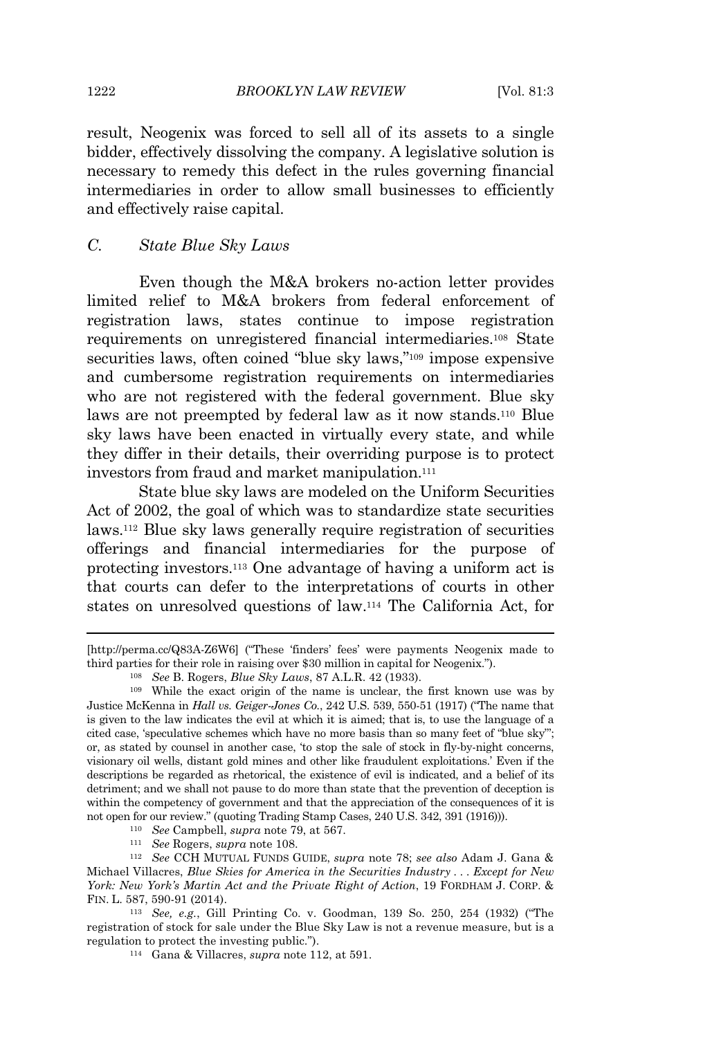result, Neogenix was forced to sell all of its assets to a single bidder, effectively dissolving the company. A legislative solution is necessary to remedy this defect in the rules governing financial intermediaries in order to allow small businesses to efficiently and effectively raise capital.

### C. *State Blue Sky Laws*

Even though the M&A brokers no-action letter provides limited relief to M&A brokers from federal enforcement of registration laws, states continue to impose registration requirements on unregistered financial intermediaries.[108] State securities laws, often coined "blue sky laws,"[109] impose expensive and cumbersome registration requirements on intermediaries who are not registered with the federal government. Blue sky laws are not preempted by federal law as it now stands.[110] Blue sky laws have been enacted in virtually every state, and while they differ in their details, their overriding purpose is to protect investors from fraud and market manipulation.[111]

State blue sky laws are modeled on the Uniform Securities Act of 2002, the goal of which was to standardize state securities laws.[112] Blue sky laws generally require registration of securities offerings and financial intermediaries for the purpose of protecting investors.[113] One advantage of having a uniform act is that courts can defer to the interpretations of courts in other states on unresolved questions of law.[114] The California Act, for

---

[http://perma.cc/Q83A-Z6W6] ("These 'finders' fees' were payments Neogenix made to third parties for their role in raising over $30 million in capital for Neogenix.").

[108] *See* B. Rogers, *Blue Sky Laws*, 87 A.L.R. 42 (1933).

[109] While the exact origin of the name is unclear, the first known use was by Justice McKenna in *Hall vs. Geiger-Jones Co.*, 242 U.S. 539, 550-51 (1917) ("The name that is given to the law indicates the evil at which it is aimed; that is, to use the language of a cited case, 'speculative schemes which have no more basis than so many feet of "blue sky"'; or, as stated by counsel in another case, 'to stop the sale of stock in fly-by-night concerns, visionary oil wells, distant gold mines and other like fraudulent exploitations.' Even if the descriptions be regarded as rhetorical, the existence of evil is indicated, and a belief of its detriment; and we shall not pause to do more than state that the prevention of deception is within the competency of government and that the appreciation of the consequences of it is not open for our review." (quoting Trading Stamp Cases, 240 U.S. 342, 391 (1916))).

[110] *See* Campbell, *supra* note 79, at 567.

[111] *See* Rogers, *supra* note 108.

[112] *See* CCH MUTUAL FUNDS GUIDE, *supra* note 78; *see also* Adam J. Gana & Michael Villacres, *Blue Skies for America in the Securities Industry . . . Except for New York: New York's Martin Act and the Private Right of Action*, 19 FORDHAM J. CORP. & FIN. L. 587, 590-91 (2014).

[113] *See, e.g.*, Gill Printing Co. v. Goodman, 139 So. 250, 254 (1932) ("The registration of stock for sale under the Blue Sky Law is not a revenue measure, but is a regulation to protect the investing public.").

[114] Gana & Villacres, *supra* note 112, at 591.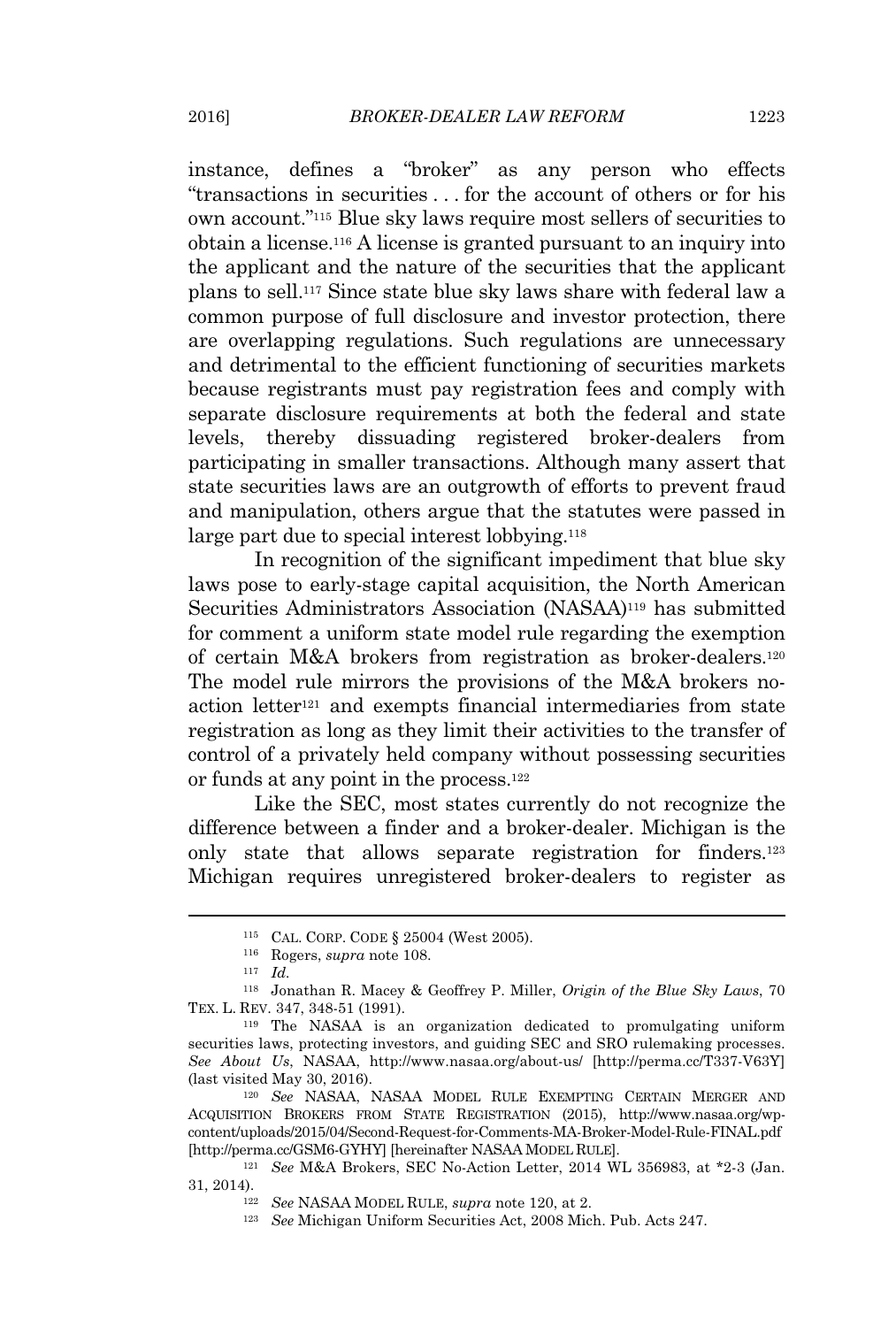instance, defines a "broker" as any person who effects "transactions in securities . . . for the account of others or for his own account."[115] Blue sky laws require most sellers of securities to obtain a license.[116] A license is granted pursuant to an inquiry into the applicant and the nature of the securities that the applicant plans to sell.[117] Since state blue sky laws share with federal law a common purpose of full disclosure and investor protection, there are overlapping regulations. Such regulations are unnecessary and detrimental to the efficient functioning of securities markets because registrants must pay registration fees and comply with separate disclosure requirements at both the federal and state levels, thereby dissuading registered broker-dealers from participating in smaller transactions. Although many assert that state securities laws are an outgrowth of efforts to prevent fraud and manipulation, others argue that the statutes were passed in large part due to special interest lobbying.[118]

In recognition of the significant impediment that blue sky laws pose to early-stage capital acquisition, the North American Securities Administrators Association (NASAA)[119] has submitted for comment a uniform state model rule regarding the exemption of certain M&A brokers from registration as broker-dealers.[120] The model rule mirrors the provisions of the M&A brokers no-action letter[121] and exempts financial intermediaries from state registration as long as they limit their activities to the transfer of control of a privately held company without possessing securities or funds at any point in the process.[122]

Like the SEC, most states currently do not recognize the difference between a finder and a broker-dealer. Michigan is the only state that allows separate registration for finders.[123] Michigan requires unregistered broker-dealers to register as

---

[115] CAL. CORP. CODE § 25004 (West 2005).

[116] Rogers, *supra* note 108.

[117] *Id.*

[118] Jonathan R. Macey & Geoffrey P. Miller, *Origin of the Blue Sky Laws*, 70 TEX. L. REV. 347, 348-51 (1991).

[119] The NASAA is an organization dedicated to promulgating uniform securities laws, protecting investors, and guiding SEC and SRO rulemaking processes. *See About Us*, NASAA, http://www.nasaa.org/about-us/ [http://perma.cc/T337-V63Y] (last visited May 30, 2016).

[120] *See* NASAA, NASAA MODEL RULE EXEMPTING CERTAIN MERGER AND ACQUISITION BROKERS FROM STATE REGISTRATION (2015), http://www.nasaa.org/wp-content/uploads/2015/04/Second-Request-for-Comments-MA-Broker-Model-Rule-FINAL.pdf [http://perma.cc/GSM6-GYHY] [hereinafter NASAA MODEL RULE].

[121] *See* M&A Brokers, SEC No-Action Letter, 2014 WL 356983, at *2-3 (Jan. 31, 2014).

[122] *See* NASAA MODEL RULE, *supra* note 120, at 2.

[123] *See* Michigan Uniform Securities Act, 2008 Mich. Pub. Acts 247.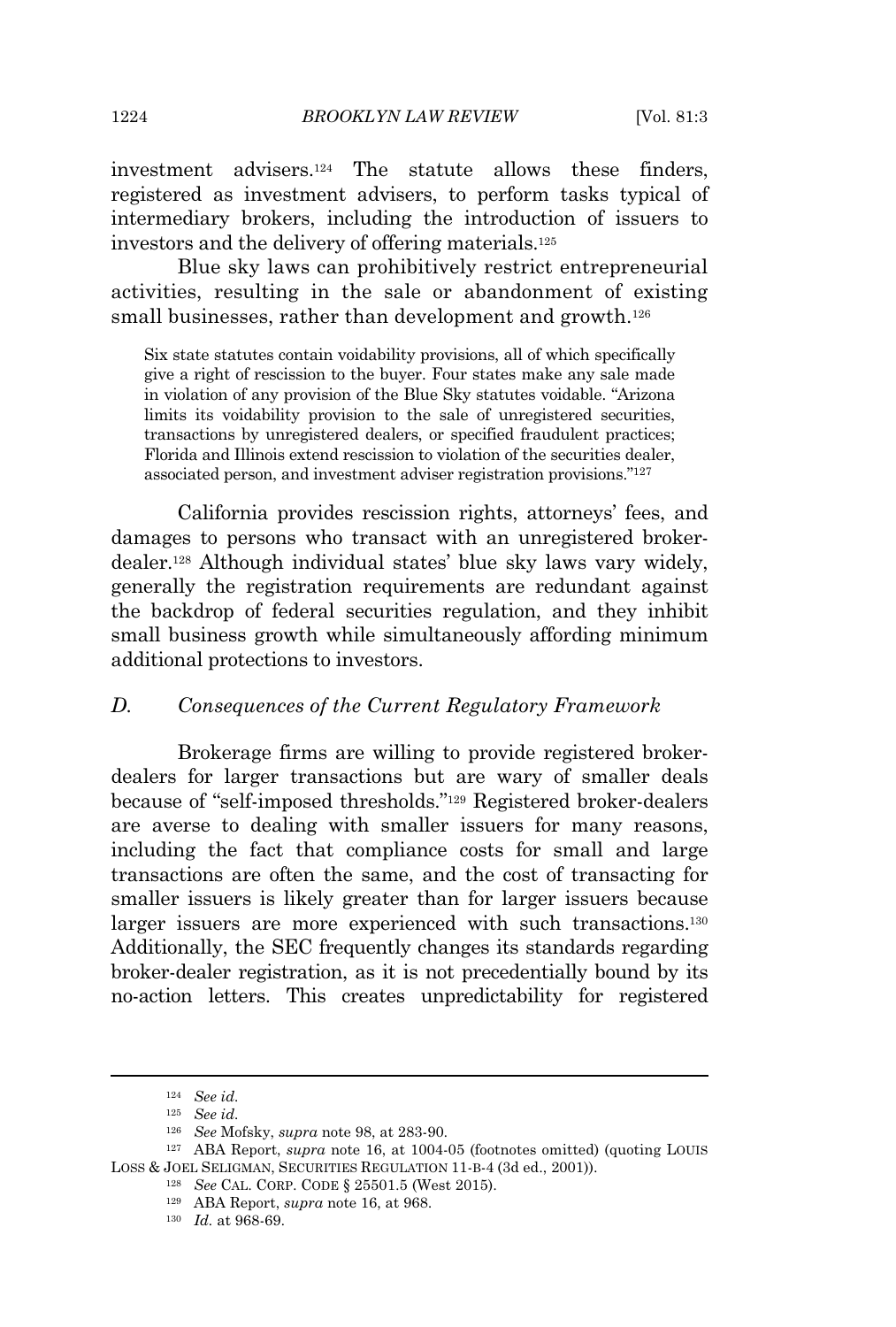investment advisers.[124] The statute allows these finders, registered as investment advisers, to perform tasks typical of intermediary brokers, including the introduction of issuers to investors and the delivery of offering materials.[125]

Blue sky laws can prohibitively restrict entrepreneurial activities, resulting in the sale or abandonment of existing small businesses, rather than development and growth.[126]

> Six state statutes contain voidability provisions, all of which specifically give a right of rescission to the buyer. Four states make any sale made in violation of any provision of the Blue Sky statutes voidable. "Arizona limits its voidability provision to the sale of unregistered securities, transactions by unregistered dealers, or specified fraudulent practices; Florida and Illinois extend rescission to violation of the securities dealer, associated person, and investment adviser registration provisions."[127]

California provides rescission rights, attorneys' fees, and damages to persons who transact with an unregistered broker-dealer.[128] Although individual states' blue sky laws vary widely, generally the registration requirements are redundant against the backdrop of federal securities regulation, and they inhibit small business growth while simultaneously affording minimum additional protections to investors.

### *D. Consequences of the Current Regulatory Framework*

Brokerage firms are willing to provide registered broker-dealers for larger transactions but are wary of smaller deals because of "self-imposed thresholds."[129] Registered broker-dealers are averse to dealing with smaller issuers for many reasons, including the fact that compliance costs for small and large transactions are often the same, and the cost of transacting for smaller issuers is likely greater than for larger issuers because larger issuers are more experienced with such transactions.[130] Additionally, the SEC frequently changes its standards regarding broker-dealer registration, as it is not precedentially bound by its no-action letters. This creates unpredictability for registered

---

[124] *See id.*

[125] *See id.*

[126] *See* Mofsky, *supra* note 98, at 283-90.

[127] ABA Report, *supra* note 16, at 1004-05 (footnotes omitted) (quoting LOUIS LOSS & JOEL SELIGMAN, SECURITIES REGULATION 11-B-4 (3d ed., 2001)).

[128] *See* CAL. CORP. CODE § 25501.5 (West 2015).

[129] ABA Report, *supra* note 16, at 968.

[130] *Id.* at 968-69.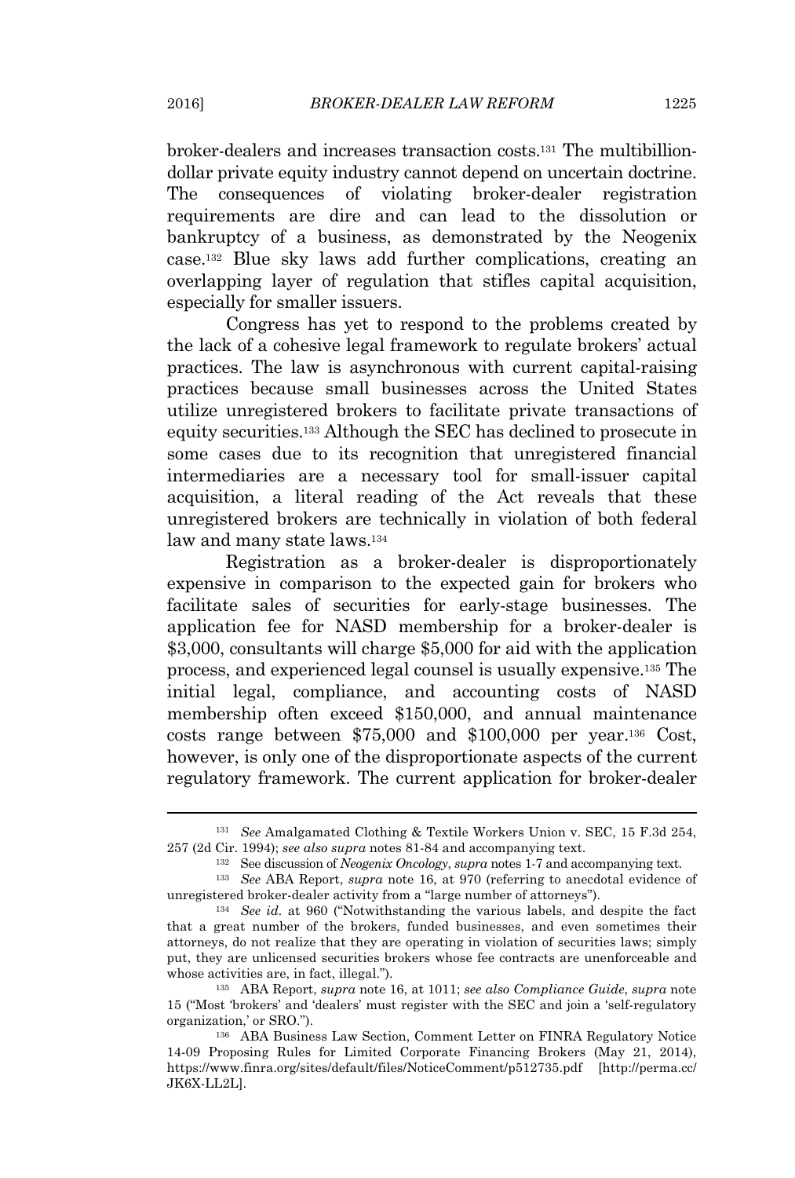broker-dealers and increases transaction costs.[131] The multibillion-dollar private equity industry cannot depend on uncertain doctrine. The consequences of violating broker-dealer registration requirements are dire and can lead to the dissolution or bankruptcy of a business, as demonstrated by the Neogenix case.[132] Blue sky laws add further complications, creating an overlapping layer of regulation that stifles capital acquisition, especially for smaller issuers.

Congress has yet to respond to the problems created by the lack of a cohesive legal framework to regulate brokers' actual practices. The law is asynchronous with current capital-raising practices because small businesses across the United States utilize unregistered brokers to facilitate private transactions of equity securities.[133] Although the SEC has declined to prosecute in some cases due to its recognition that unregistered financial intermediaries are a necessary tool for small-issuer capital acquisition, a literal reading of the Act reveals that these unregistered brokers are technically in violation of both federal law and many state laws.[134]

Registration as a broker-dealer is disproportionately expensive in comparison to the expected gain for brokers who facilitate sales of securities for early-stage businesses. The application fee for NASD membership for a broker-dealer is $3,000, consultants will charge $5,000 for aid with the application process, and experienced legal counsel is usually expensive.[135] The initial legal, compliance, and accounting costs of NASD membership often exceed $150,000, and annual maintenance costs range between $75,000 and $100,000 per year.[136] Cost, however, is only one of the disproportionate aspects of the current regulatory framework. The current application for broker-dealer

---

[131] *See* Amalgamated Clothing & Textile Workers Union v. SEC, 15 F.3d 254, 257 (2d Cir. 1994); *see also supra* notes 81-84 and accompanying text.

[132] See discussion of *Neogenix Oncology*, *supra* notes 1-7 and accompanying text.

[133] *See* ABA Report, *supra* note 16, at 970 (referring to anecdotal evidence of unregistered broker-dealer activity from a "large number of attorneys").

[134] *See id.* at 960 ("Notwithstanding the various labels, and despite the fact that a great number of the brokers, funded businesses, and even sometimes their attorneys, do not realize that they are operating in violation of securities laws; simply put, they are unlicensed securities brokers whose fee contracts are unenforceable and whose activities are, in fact, illegal.").

[135] ABA Report, *supra* note 16, at 1011; *see also Compliance Guide*, *supra* note 15 ("Most 'brokers' and 'dealers' must register with the SEC and join a 'self-regulatory organization,' or SRO.").

[136] ABA Business Law Section, Comment Letter on FINRA Regulatory Notice 14-09 Proposing Rules for Limited Corporate Financing Brokers (May 21, 2014), https://www.finra.org/sites/default/files/NoticeComment/p512735.pdf [http://perma.cc/JK6X-LL2L].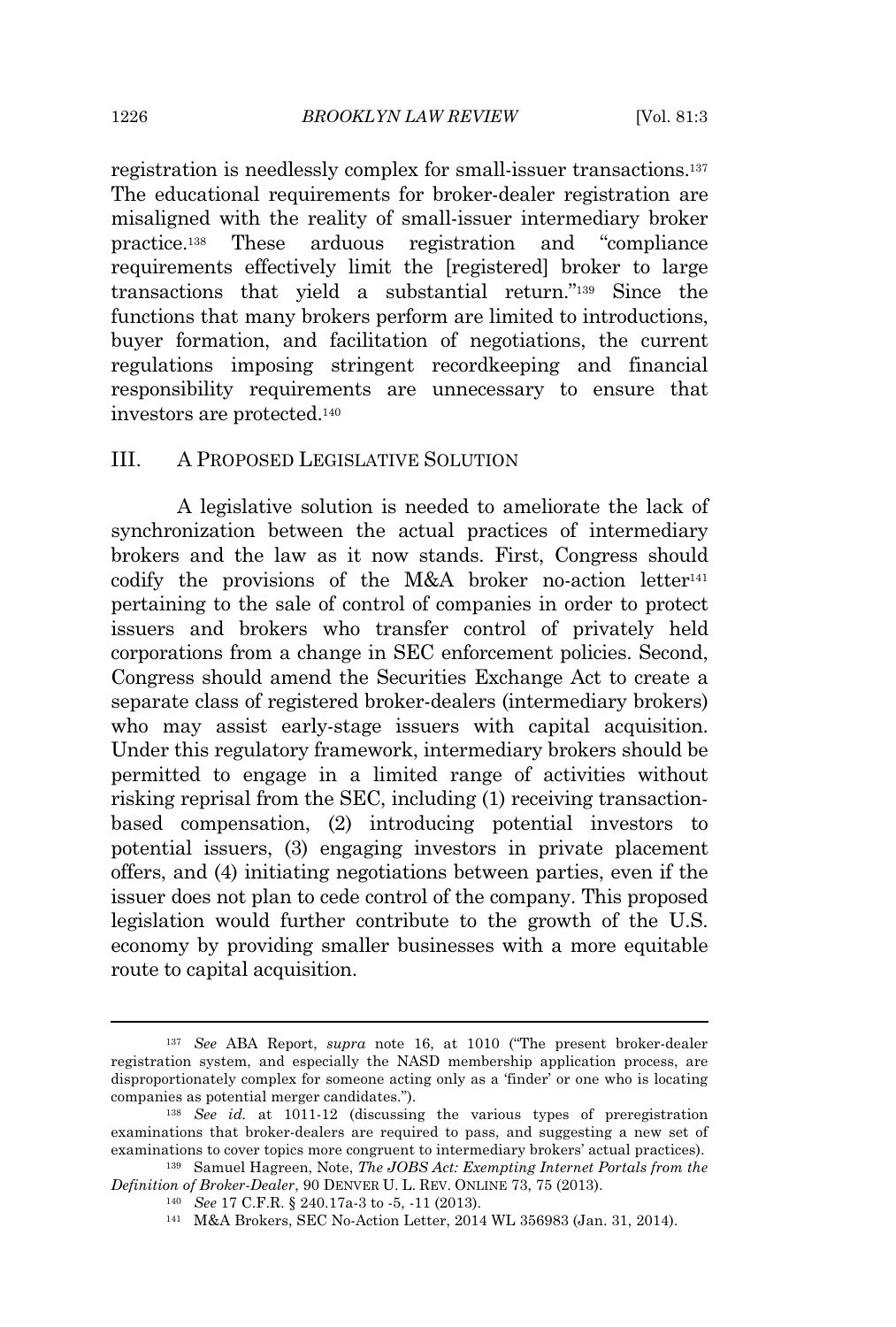registration is needlessly complex for small-issuer transactions.[137] The educational requirements for broker-dealer registration are misaligned with the reality of small-issuer intermediary broker practice.[138] These arduous registration and "compliance requirements effectively limit the [registered] broker to large transactions that yield a substantial return."[139] Since the functions that many brokers perform are limited to introductions, buyer formation, and facilitation of negotiations, the current regulations imposing stringent recordkeeping and financial responsibility requirements are unnecessary to ensure that investors are protected.[140]

## III. A PROPOSED LEGISLATIVE SOLUTION

A legislative solution is needed to ameliorate the lack of synchronization between the actual practices of intermediary brokers and the law as it now stands. First, Congress should codify the provisions of the M&A broker no-action letter[141] pertaining to the sale of control of companies in order to protect issuers and brokers who transfer control of privately held corporations from a change in SEC enforcement policies. Second, Congress should amend the Securities Exchange Act to create a separate class of registered broker-dealers (intermediary brokers) who may assist early-stage issuers with capital acquisition. Under this regulatory framework, intermediary brokers should be permitted to engage in a limited range of activities without risking reprisal from the SEC, including (1) receiving transaction-based compensation, (2) introducing potential investors to potential issuers, (3) engaging investors in private placement offers, and (4) initiating negotiations between parties, even if the issuer does not plan to cede control of the company. This proposed legislation would further contribute to the growth of the U.S. economy by providing smaller businesses with a more equitable route to capital acquisition.

---

[137] *See* ABA Report, *supra* note 16, at 1010 ("The present broker-dealer registration system, and especially the NASD membership application process, are disproportionately complex for someone acting only as a 'finder' or one who is locating companies as potential merger candidates.").

[138] *See id.* at 1011-12 (discussing the various types of preregistration examinations that broker-dealers are required to pass, and suggesting a new set of examinations to cover topics more congruent to intermediary brokers' actual practices).

[139] Samuel Hagreen, Note, *The JOBS Act: Exempting Internet Portals from the Definition of Broker-Dealer*, 90 DENVER U. L. REV. ONLINE 73, 75 (2013).

[140] *See* 17 C.F.R. § 240.17a-3 to -5, -11 (2013).

[141] M&A Brokers, SEC No-Action Letter, 2014 WL 356983 (Jan. 31, 2014).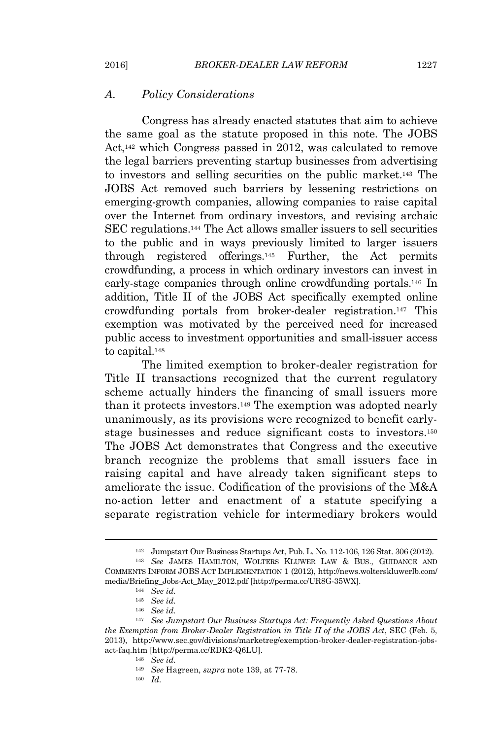### *A. Policy Considerations*

Congress has already enacted statutes that aim to achieve the same goal as the statute proposed in this note. The JOBS Act,[142] which Congress passed in 2012, was calculated to remove the legal barriers preventing startup businesses from advertising to investors and selling securities on the public market.[143] The JOBS Act removed such barriers by lessening restrictions on emerging-growth companies, allowing companies to raise capital over the Internet from ordinary investors, and revising archaic SEC regulations.[144] The Act allows smaller issuers to sell securities to the public and in ways previously limited to larger issuers through registered offerings.[145] Further, the Act permits crowdfunding, a process in which ordinary investors can invest in early-stage companies through online crowdfunding portals.[146] In addition, Title II of the JOBS Act specifically exempted online crowdfunding portals from broker-dealer registration.[147] This exemption was motivated by the perceived need for increased public access to investment opportunities and small-issuer access to capital.[148]

The limited exemption to broker-dealer registration for Title II transactions recognized that the current regulatory scheme actually hinders the financing of small issuers more than it protects investors.[149] The exemption was adopted nearly unanimously, as its provisions were recognized to benefit early-stage businesses and reduce significant costs to investors.[150] The JOBS Act demonstrates that Congress and the executive branch recognize the problems that small issuers face in raising capital and have already taken significant steps to ameliorate the issue. Codification of the provisions of the M&A no-action letter and enactment of a statute specifying a separate registration vehicle for intermediary brokers would

---

[142] Jumpstart Our Business Startups Act, Pub. L. No. 112-106, 126 Stat. 306 (2012).

[143] *See* JAMES HAMILTON, WOLTERS KLUWER LAW & BUS., GUIDANCE AND COMMENTS INFORM JOBS ACT IMPLEMENTATION 1 (2012), http://news.wolterskluwerlb.com/media/Briefing_Jobs-Act_May_2012.pdf [http://perma.cc/UR8G-35WX].

[144] *See id.*

[145] *See id.*

[146] *See id.*

[147] *See Jumpstart Our Business Startups Act: Frequently Asked Questions About the Exemption from Broker-Dealer Registration in Title II of the JOBS Act*, SEC (Feb. 5, 2013), http://www.sec.gov/divisions/marketreg/exemption-broker-dealer-registration-jobs-act-faq.htm [http://perma.cc/RDK2-Q6LU].

[148] *See id.*

[149] *See* Hagreen, *supra* note 139, at 77-78.

[150] *Id.*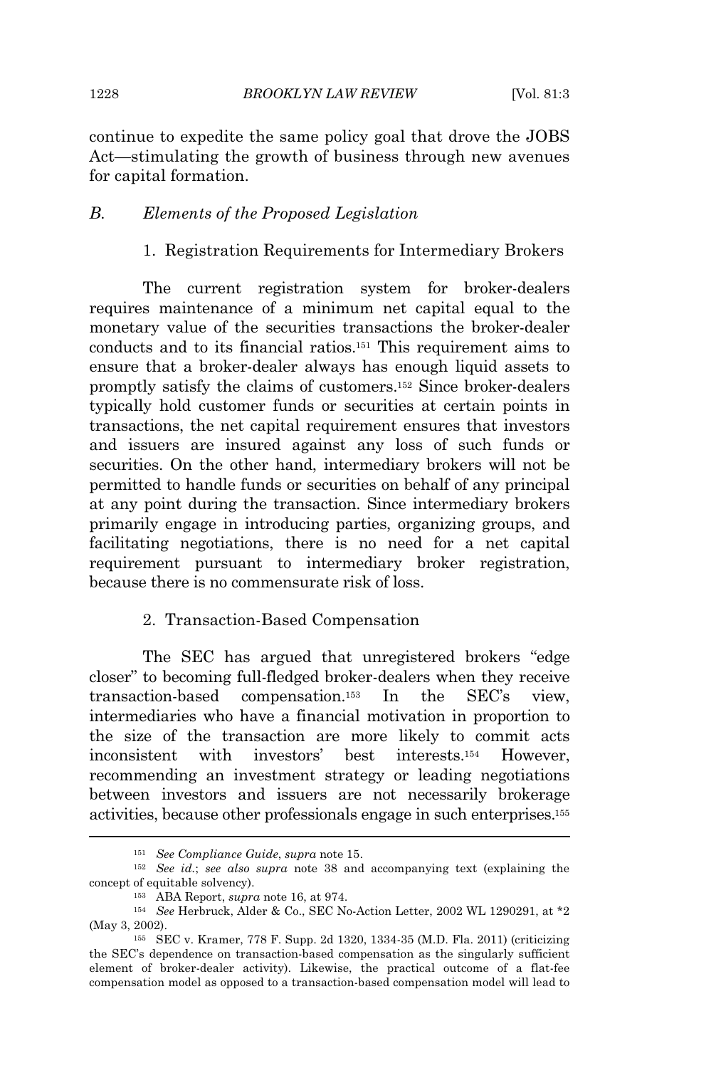continue to expedite the same policy goal that drove the JOBS Act—stimulating the growth of business through new avenues for capital formation.

### *B. Elements of the Proposed Legislation*

#### 1. Registration Requirements for Intermediary Brokers

The current registration system for broker-dealers requires maintenance of a minimum net capital equal to the monetary value of the securities transactions the broker-dealer conducts and to its financial ratios.[151] This requirement aims to ensure that a broker-dealer always has enough liquid assets to promptly satisfy the claims of customers.[152] Since broker-dealers typically hold customer funds or securities at certain points in transactions, the net capital requirement ensures that investors and issuers are insured against any loss of such funds or securities. On the other hand, intermediary brokers will not be permitted to handle funds or securities on behalf of any principal at any point during the transaction. Since intermediary brokers primarily engage in introducing parties, organizing groups, and facilitating negotiations, there is no need for a net capital requirement pursuant to intermediary broker registration, because there is no commensurate risk of loss.

#### 2. Transaction-Based Compensation

The SEC has argued that unregistered brokers "edge closer" to becoming full-fledged broker-dealers when they receive transaction-based compensation.[153] In the SEC's view, intermediaries who have a financial motivation in proportion to the size of the transaction are more likely to commit acts inconsistent with investors' best interests.[154] However, recommending an investment strategy or leading negotiations between investors and issuers are not necessarily brokerage activities, because other professionals engage in such enterprises.[155]

---

[151] *See Compliance Guide*, *supra* note 15.

[152] *See id.*; *see also supra* note 38 and accompanying text (explaining the concept of equitable solvency).

[153] ABA Report, *supra* note 16, at 974.

[154] *See* Herbruck, Alder & Co., SEC No-Action Letter, 2002 WL 1290291, at *2 (May 3, 2002).

[155] SEC v. Kramer, 778 F. Supp. 2d 1320, 1334-35 (M.D. Fla. 2011) (criticizing the SEC's dependence on transaction-based compensation as the singularly sufficient element of broker-dealer activity). Likewise, the practical outcome of a flat-fee compensation model as opposed to a transaction-based compensation model will lead to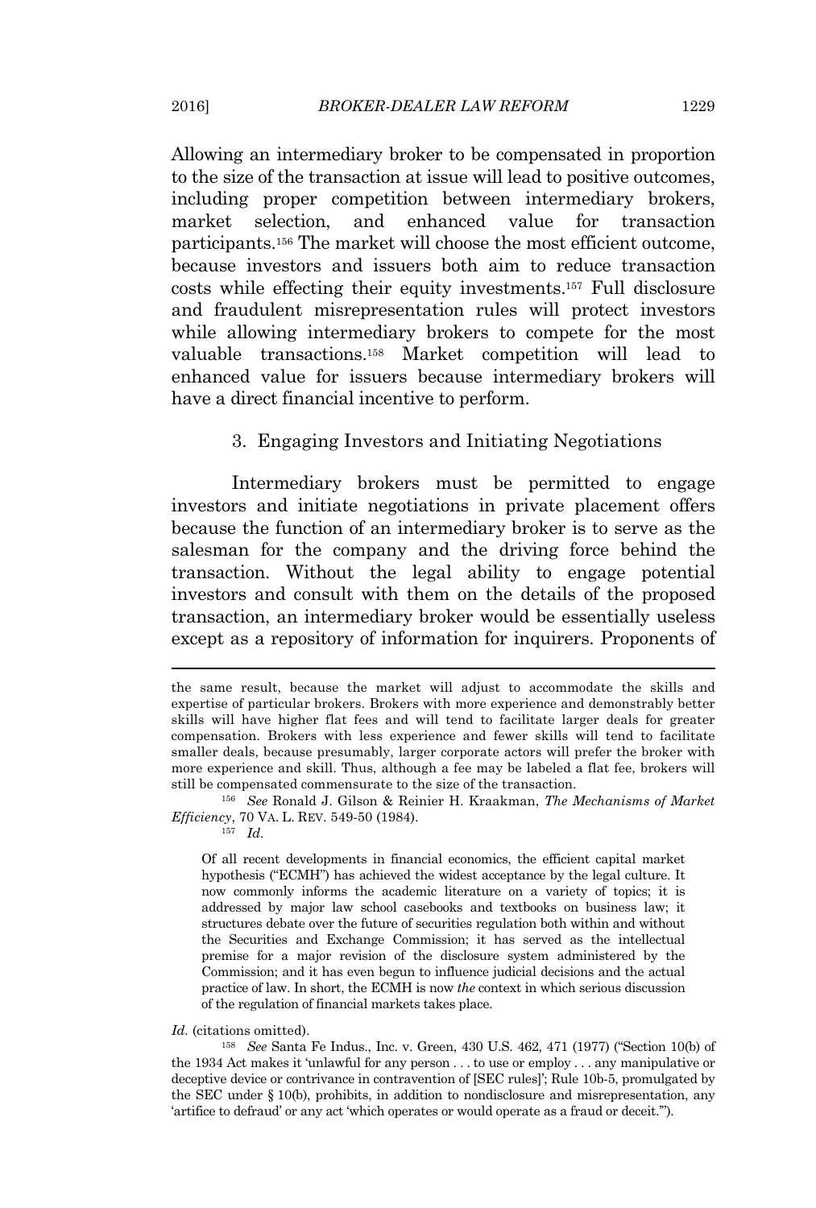Allowing an intermediary broker to be compensated in proportion to the size of the transaction at issue will lead to positive outcomes, including proper competition between intermediary brokers, market selection, and enhanced value for transaction participants.[156] The market will choose the most efficient outcome, because investors and issuers both aim to reduce transaction costs while effecting their equity investments.[157] Full disclosure and fraudulent misrepresentation rules will protect investors while allowing intermediary brokers to compete for the most valuable transactions.[158] Market competition will lead to enhanced value for issuers because intermediary brokers will have a direct financial incentive to perform.

### 3. Engaging Investors and Initiating Negotiations

Intermediary brokers must be permitted to engage investors and initiate negotiations in private placement offers because the function of an intermediary broker is to serve as the salesman for the company and the driving force behind the transaction. Without the legal ability to engage potential investors and consult with them on the details of the proposed transaction, an intermediary broker would be essentially useless except as a repository of information for inquirers. Proponents of

---

the same result, because the market will adjust to accommodate the skills and expertise of particular brokers. Brokers with more experience and demonstrably better skills will have higher flat fees and will tend to facilitate larger deals for greater compensation. Brokers with less experience and fewer skills will tend to facilitate smaller deals, because presumably, larger corporate actors will prefer the broker with more experience and skill. Thus, although a fee may be labeled a flat fee, brokers will still be compensated commensurate to the size of the transaction.

[156] *See* Ronald J. Gilson & Reinier H. Kraakman, *The Mechanisms of Market Efficiency*, 70 VA. L. REV. 549-50 (1984).

[157] *Id.*

> Of all recent developments in financial economics, the efficient capital market hypothesis ("ECMH") has achieved the widest acceptance by the legal culture. It now commonly informs the academic literature on a variety of topics; it is addressed by major law school casebooks and textbooks on business law; it structures debate over the future of securities regulation both within and without the Securities and Exchange Commission; it has served as the intellectual premise for a major revision of the disclosure system administered by the Commission; and it has even begun to influence judicial decisions and the actual practice of law. In short, the ECMH is now *the* context in which serious discussion of the regulation of financial markets takes place.

*Id.* (citations omitted).

[158] *See* Santa Fe Indus., Inc. v. Green, 430 U.S. 462, 471 (1977) ("Section 10(b) of the 1934 Act makes it 'unlawful for any person . . . to use or employ . . . any manipulative or deceptive device or contrivance in contravention of [SEC rules]'; Rule 10b-5, promulgated by the SEC under § 10(b), prohibits, in addition to nondisclosure and misrepresentation, any 'artifice to defraud' or any act 'which operates or would operate as a fraud or deceit.'").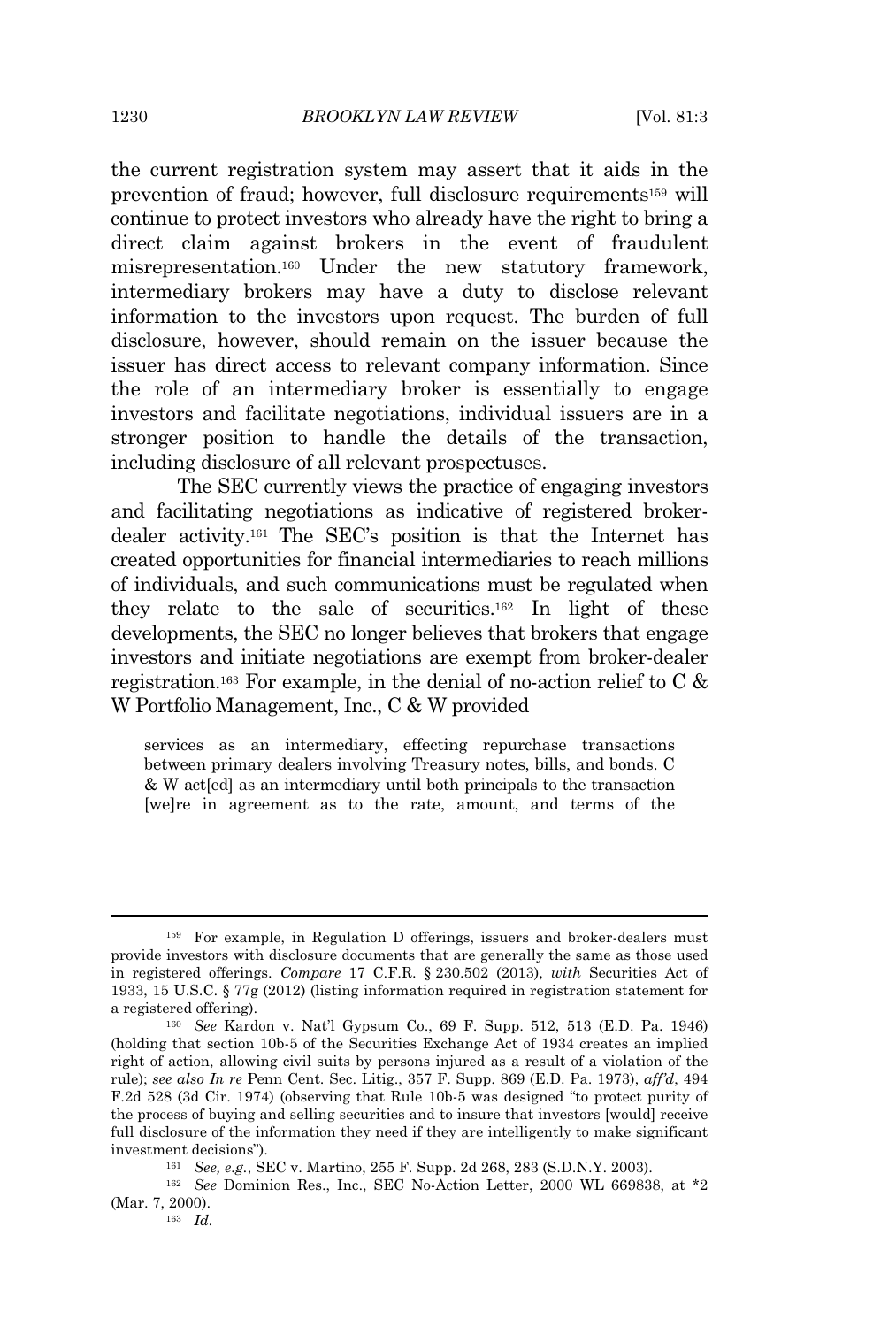the current registration system may assert that it aids in the prevention of fraud; however, full disclosure requirements[159] will continue to protect investors who already have the right to bring a direct claim against brokers in the event of fraudulent misrepresentation.[160] Under the new statutory framework, intermediary brokers may have a duty to disclose relevant information to the investors upon request. The burden of full disclosure, however, should remain on the issuer because the issuer has direct access to relevant company information. Since the role of an intermediary broker is essentially to engage investors and facilitate negotiations, individual issuers are in a stronger position to handle the details of the transaction, including disclosure of all relevant prospectuses.

The SEC currently views the practice of engaging investors and facilitating negotiations as indicative of registered broker-dealer activity.[161] The SEC's position is that the Internet has created opportunities for financial intermediaries to reach millions of individuals, and such communications must be regulated when they relate to the sale of securities.[162] In light of these developments, the SEC no longer believes that brokers that engage investors and initiate negotiations are exempt from broker-dealer registration.[163] For example, in the denial of no-action relief to C & W Portfolio Management, Inc., C & W provided

> services as an intermediary, effecting repurchase transactions between primary dealers involving Treasury notes, bills, and bonds. C & W act[ed] as an intermediary until both principals to the transaction [we]re in agreement as to the rate, amount, and terms of the

---

[159] For example, in Regulation D offerings, issuers and broker-dealers must provide investors with disclosure documents that are generally the same as those used in registered offerings. *Compare* 17 C.F.R. § 230.502 (2013), *with* Securities Act of 1933, 15 U.S.C. § 77g (2012) (listing information required in registration statement for a registered offering).

[160] *See* Kardon v. Nat'l Gypsum Co., 69 F. Supp. 512, 513 (E.D. Pa. 1946) (holding that section 10b-5 of the Securities Exchange Act of 1934 creates an implied right of action, allowing civil suits by persons injured as a result of a violation of the rule); *see also In re* Penn Cent. Sec. Litig., 357 F. Supp. 869 (E.D. Pa. 1973), *aff'd*, 494 F.2d 528 (3d Cir. 1974) (observing that Rule 10b-5 was designed "to protect purity of the process of buying and selling securities and to insure that investors [would] receive full disclosure of the information they need if they are intelligently to make significant investment decisions").

[161] *See, e.g.*, SEC v. Martino, 255 F. Supp. 2d 268, 283 (S.D.N.Y. 2003).

[162] *See* Dominion Res., Inc., SEC No-Action Letter, 2000 WL 669838, at *2 (Mar. 7, 2000).

[163] *Id.*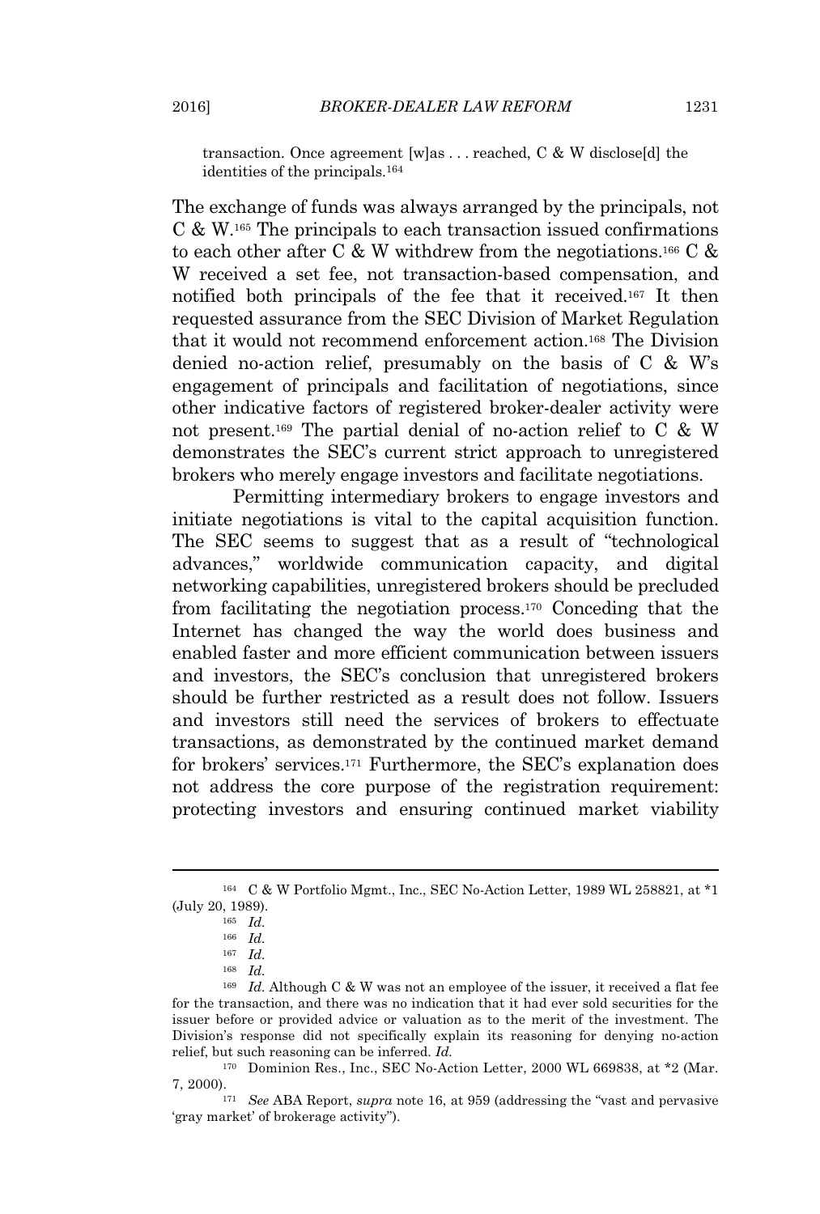> transaction. Once agreement [w]as . . . reached, C & W disclose[d] the identities of the principals.[164]

The exchange of funds was always arranged by the principals, not C & W.[165] The principals to each transaction issued confirmations to each other after C & W withdrew from the negotiations.[166] C & W received a set fee, not transaction-based compensation, and notified both principals of the fee that it received.[167] It then requested assurance from the SEC Division of Market Regulation that it would not recommend enforcement action.[168] The Division denied no-action relief, presumably on the basis of C & W's engagement of principals and facilitation of negotiations, since other indicative factors of registered broker-dealer activity were not present.[169] The partial denial of no-action relief to C & W demonstrates the SEC's current strict approach to unregistered brokers who merely engage investors and facilitate negotiations.

Permitting intermediary brokers to engage investors and initiate negotiations is vital to the capital acquisition function. The SEC seems to suggest that as a result of "technological advances," worldwide communication capacity, and digital networking capabilities, unregistered brokers should be precluded from facilitating the negotiation process.[170] Conceding that the Internet has changed the way the world does business and enabled faster and more efficient communication between issuers and investors, the SEC's conclusion that unregistered brokers should be further restricted as a result does not follow. Issuers and investors still need the services of brokers to effectuate transactions, as demonstrated by the continued market demand for brokers' services.[171] Furthermore, the SEC's explanation does not address the core purpose of the registration requirement: protecting investors and ensuring continued market viability

---

[164] C & W Portfolio Mgmt., Inc., SEC No-Action Letter, 1989 WL 258821, at *1 (July 20, 1989).

[165] *Id.*

[166] *Id.*

[167] *Id.*

[168] *Id.*

[169] *Id.* Although C & W was not an employee of the issuer, it received a flat fee for the transaction, and there was no indication that it had ever sold securities for the issuer before or provided advice or valuation as to the merit of the investment. The Division's response did not specifically explain its reasoning for denying no-action relief, but such reasoning can be inferred. *Id.*

[170] Dominion Res., Inc., SEC No-Action Letter, 2000 WL 669838, at *2 (Mar. 7, 2000).

[171] *See* ABA Report, *supra* note 16, at 959 (addressing the "vast and pervasive 'gray market' of brokerage activity").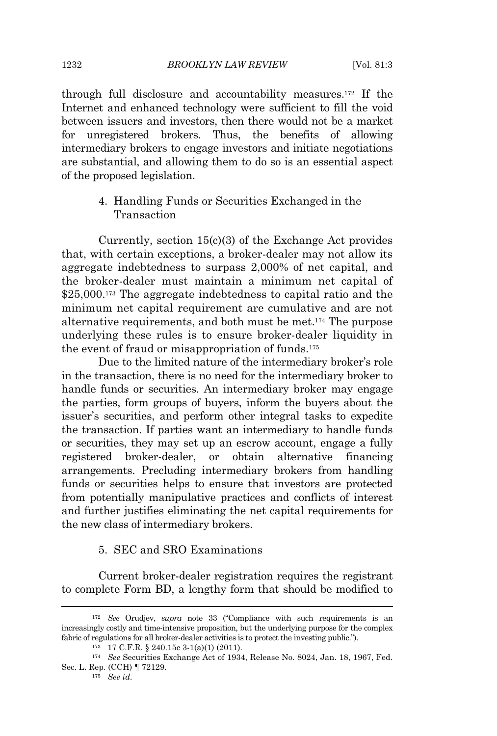through full disclosure and accountability measures.[172] If the Internet and enhanced technology were sufficient to fill the void between issuers and investors, then there would not be a market for unregistered brokers. Thus, the benefits of allowing intermediary brokers to engage investors and initiate negotiations are substantial, and allowing them to do so is an essential aspect of the proposed legislation.

#### 4. Handling Funds or Securities Exchanged in the Transaction

Currently, section 15(c)(3) of the Exchange Act provides that, with certain exceptions, a broker-dealer may not allow its aggregate indebtedness to surpass 2,000% of net capital, and the broker-dealer must maintain a minimum net capital of $25,000.[173] The aggregate indebtedness to capital ratio and the minimum net capital requirement are cumulative and are not alternative requirements, and both must be met.[174] The purpose underlying these rules is to ensure broker-dealer liquidity in the event of fraud or misappropriation of funds.[175]

Due to the limited nature of the intermediary broker's role in the transaction, there is no need for the intermediary broker to handle funds or securities. An intermediary broker may engage the parties, form groups of buyers, inform the buyers about the issuer's securities, and perform other integral tasks to expedite the transaction. If parties want an intermediary to handle funds or securities, they may set up an escrow account, engage a fully registered broker-dealer, or obtain alternative financing arrangements. Precluding intermediary brokers from handling funds or securities helps to ensure that investors are protected from potentially manipulative practices and conflicts of interest and further justifies eliminating the net capital requirements for the new class of intermediary brokers.

#### 5. SEC and SRO Examinations

Current broker-dealer registration requires the registrant to complete Form BD, a lengthy form that should be modified to

---

[172] *See* Orudjev, *supra* note 33 ("Compliance with such requirements is an increasingly costly and time-intensive proposition, but the underlying purpose for the complex fabric of regulations for all broker-dealer activities is to protect the investing public.").

[173] 17 C.F.R. § 240.15c 3-1(a)(1) (2011).

[174] *See* Securities Exchange Act of 1934, Release No. 8024, Jan. 18, 1967, Fed. Sec. L. Rep. (CCH) ¶ 72129.

[175] *See id.*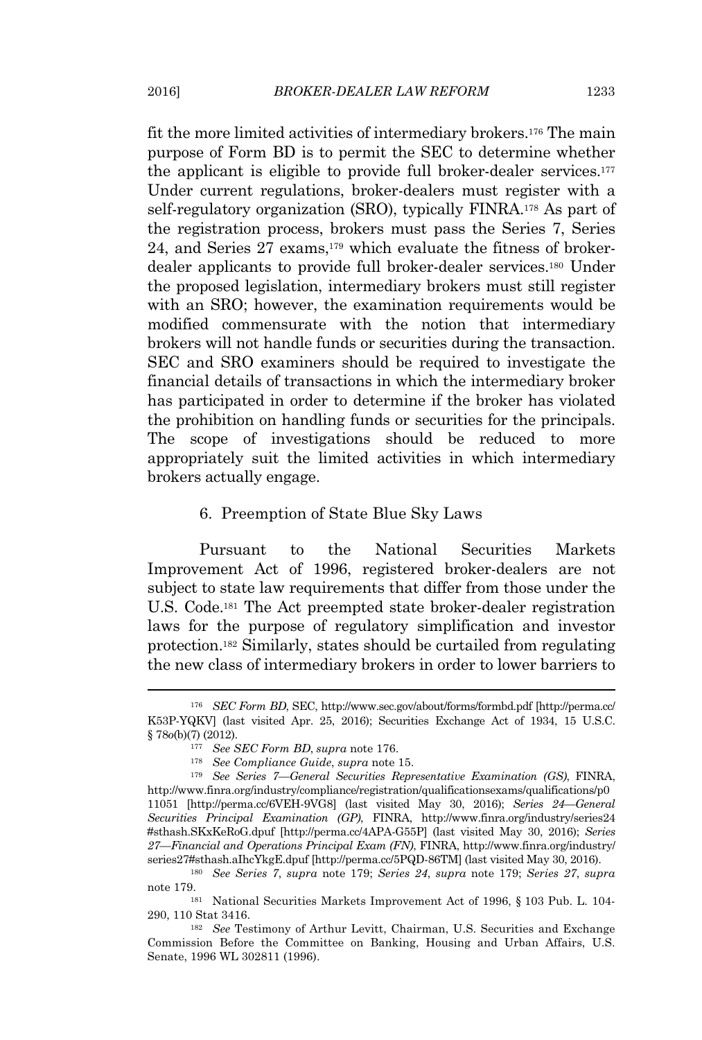fit the more limited activities of intermediary brokers.[176] The main purpose of Form BD is to permit the SEC to determine whether the applicant is eligible to provide full broker-dealer services.[177] Under current regulations, broker-dealers must register with a self-regulatory organization (SRO), typically FINRA.[178] As part of the registration process, brokers must pass the Series 7, Series 24, and Series 27 exams,[179] which evaluate the fitness of broker-dealer applicants to provide full broker-dealer services.[180] Under the proposed legislation, intermediary brokers must still register with an SRO; however, the examination requirements would be modified commensurate with the notion that intermediary brokers will not handle funds or securities during the transaction. SEC and SRO examiners should be required to investigate the financial details of transactions in which the intermediary broker has participated in order to determine if the broker has violated the prohibition on handling funds or securities for the principals. The scope of investigations should be reduced to more appropriately suit the limited activities in which intermediary brokers actually engage.

### 6. Preemption of State Blue Sky Laws

Pursuant to the National Securities Markets Improvement Act of 1996, registered broker-dealers are not subject to state law requirements that differ from those under the U.S. Code.[181] The Act preempted state broker-dealer registration laws for the purpose of regulatory simplification and investor protection.[182] Similarly, states should be curtailed from regulating the new class of intermediary brokers in order to lower barriers to

---

[176] *SEC Form BD*, SEC, http://www.sec.gov/about/forms/formbd.pdf [http://perma.cc/K53P-YQKV] (last visited Apr. 25, 2016); Securities Exchange Act of 1934, 15 U.S.C. § 78*o*(b)(7) (2012).

[177] *See SEC Form BD*, *supra* note 176.

[178] *See Compliance Guide*, *supra* note 15.

[179] *See Series 7—General Securities Representative Examination (GS)*, FINRA, http://www.finra.org/industry/compliance/registration/qualificationsexams/qualifications/p011051 [http://perma.cc/6VEH-9VG8] (last visited May 30, 2016); *Series 24—General Securities Principal Examination (GP)*, FINRA, http://www.finra.org/industry/series24#sthash.SKxKeRoG.dpuf [http://perma.cc/4APA-G55P] (last visited May 30, 2016); *Series 27—Financial and Operations Principal Exam (FN)*, FINRA, http://www.finra.org/industry/series27#sthash.aIhcYkgE.dpuf [http://perma.cc/5PQD-86TM] (last visited May 30, 2016).

[180] *See Series 7*, *supra* note 179; *Series 24*, *supra* note 179; *Series 27*, *supra* note 179.

[181] National Securities Markets Improvement Act of 1996, § 103 Pub. L. 104-290, 110 Stat 3416.

[182] *See* Testimony of Arthur Levitt, Chairman, U.S. Securities and Exchange Commission Before the Committee on Banking, Housing and Urban Affairs, U.S. Senate, 1996 WL 302811 (1996).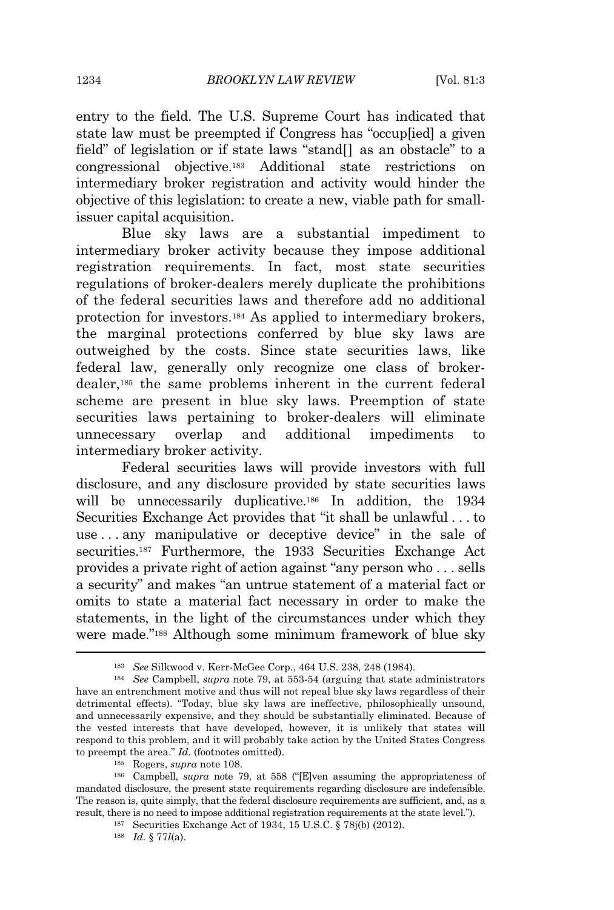entry to the field. The U.S. Supreme Court has indicated that state law must be preempted if Congress has "occup[ied] a given field" of legislation or if state laws "stand[] as an obstacle" to a congressional objective.[183] Additional state restrictions on intermediary broker registration and activity would hinder the objective of this legislation: to create a new, viable path for small-issuer capital acquisition.

Blue sky laws are a substantial impediment to intermediary broker activity because they impose additional registration requirements. In fact, most state securities regulations of broker-dealers merely duplicate the prohibitions of the federal securities laws and therefore add no additional protection for investors.[184] As applied to intermediary brokers, the marginal protections conferred by blue sky laws are outweighed by the costs. Since state securities laws, like federal law, generally only recognize one class of broker-dealer,[185] the same problems inherent in the current federal scheme are present in blue sky laws. Preemption of state securities laws pertaining to broker-dealers will eliminate unnecessary overlap and additional impediments to intermediary broker activity.

Federal securities laws will provide investors with full disclosure, and any disclosure provided by state securities laws will be unnecessarily duplicative.[186] In addition, the 1934 Securities Exchange Act provides that "it shall be unlawful . . . to use . . . any manipulative or deceptive device" in the sale of securities.[187] Furthermore, the 1933 Securities Exchange Act provides a private right of action against "any person who . . . sells a security" and makes "an untrue statement of a material fact or omits to state a material fact necessary in order to make the statements, in the light of the circumstances under which they were made."[188] Although some minimum framework of blue sky

---

[183] *See* Silkwood v. Kerr-McGee Corp., 464 U.S. 238, 248 (1984).

[184] *See* Campbell, *supra* note 79, at 553-54 (arguing that state administrators have an entrenchment motive and thus will not repeal blue sky laws regardless of their detrimental effects). "Today, blue sky laws are ineffective, philosophically unsound, and unnecessarily expensive, and they should be substantially eliminated. Because of the vested interests that have developed, however, it is unlikely that states will respond to this problem, and it will probably take action by the United States Congress to preempt the area." *Id.* (footnotes omitted).

[185] Rogers, *supra* note 108.

[186] Campbell, *supra* note 79, at 558 ("[E]ven assuming the appropriateness of mandated disclosure, the present state requirements regarding disclosure are indefensible. The reason is, quite simply, that the federal disclosure requirements are sufficient, and, as a result, there is no need to impose additional registration requirements at the state level.").

[187] Securities Exchange Act of 1934, 15 U.S.C. § 78j(b) (2012).

[188] *Id.* § 77*l*(a).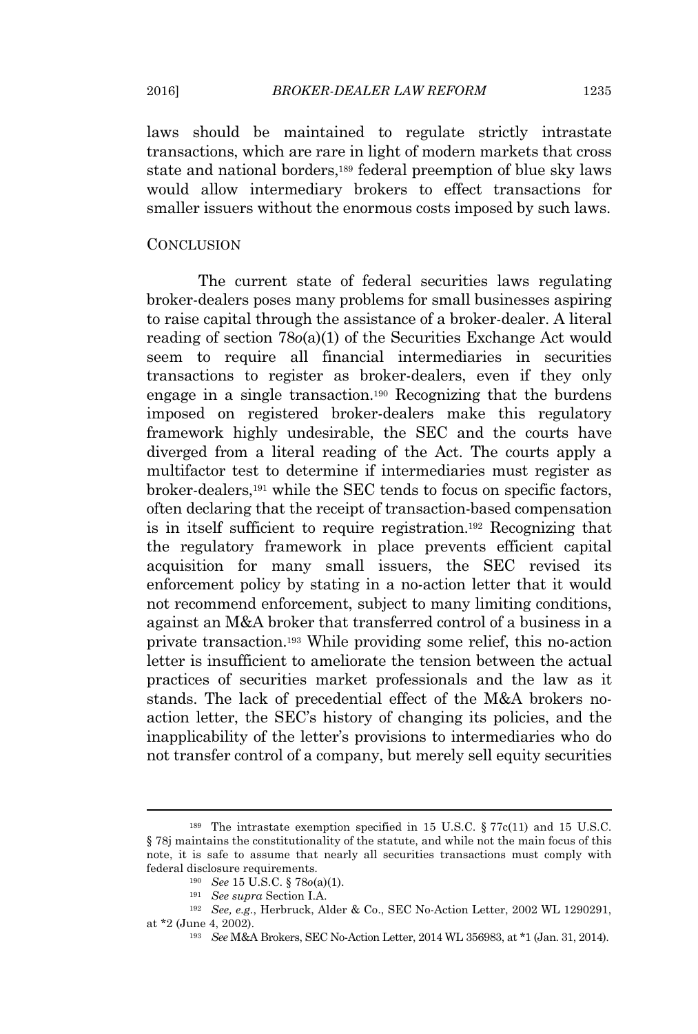laws should be maintained to regulate strictly intrastate transactions, which are rare in light of modern markets that cross state and national borders,[189] federal preemption of blue sky laws would allow intermediary brokers to effect transactions for smaller issuers without the enormous costs imposed by such laws.

## CONCLUSION

The current state of federal securities laws regulating broker-dealers poses many problems for small businesses aspiring to raise capital through the assistance of a broker-dealer. A literal reading of section 78*o*(a)(1) of the Securities Exchange Act would seem to require all financial intermediaries in securities transactions to register as broker-dealers, even if they only engage in a single transaction.[190] Recognizing that the burdens imposed on registered broker-dealers make this regulatory framework highly undesirable, the SEC and the courts have diverged from a literal reading of the Act. The courts apply a multifactor test to determine if intermediaries must register as broker-dealers,[191] while the SEC tends to focus on specific factors, often declaring that the receipt of transaction-based compensation is in itself sufficient to require registration.[192] Recognizing that the regulatory framework in place prevents efficient capital acquisition for many small issuers, the SEC revised its enforcement policy by stating in a no-action letter that it would not recommend enforcement, subject to many limiting conditions, against an M&A broker that transferred control of a business in a private transaction.[193] While providing some relief, this no-action letter is insufficient to ameliorate the tension between the actual practices of securities market professionals and the law as it stands. The lack of precedential effect of the M&A brokers no-action letter, the SEC's history of changing its policies, and the inapplicability of the letter's provisions to intermediaries who do not transfer control of a company, but merely sell equity securities

---

[189] The intrastate exemption specified in 15 U.S.C. § 77c(11) and 15 U.S.C. § 78j maintains the constitutionality of the statute, and while not the main focus of this note, it is safe to assume that nearly all securities transactions must comply with federal disclosure requirements.

[190] *See* 15 U.S.C. § 78*o*(a)(1).

[191] *See supra* Section I.A.

[192] *See, e.g.*, Herbruck, Alder & Co., SEC No-Action Letter, 2002 WL 1290291, at *2 (June 4, 2002).

[193] *See* M&A Brokers, SEC No-Action Letter, 2014 WL 356983, at *1 (Jan. 31, 2014).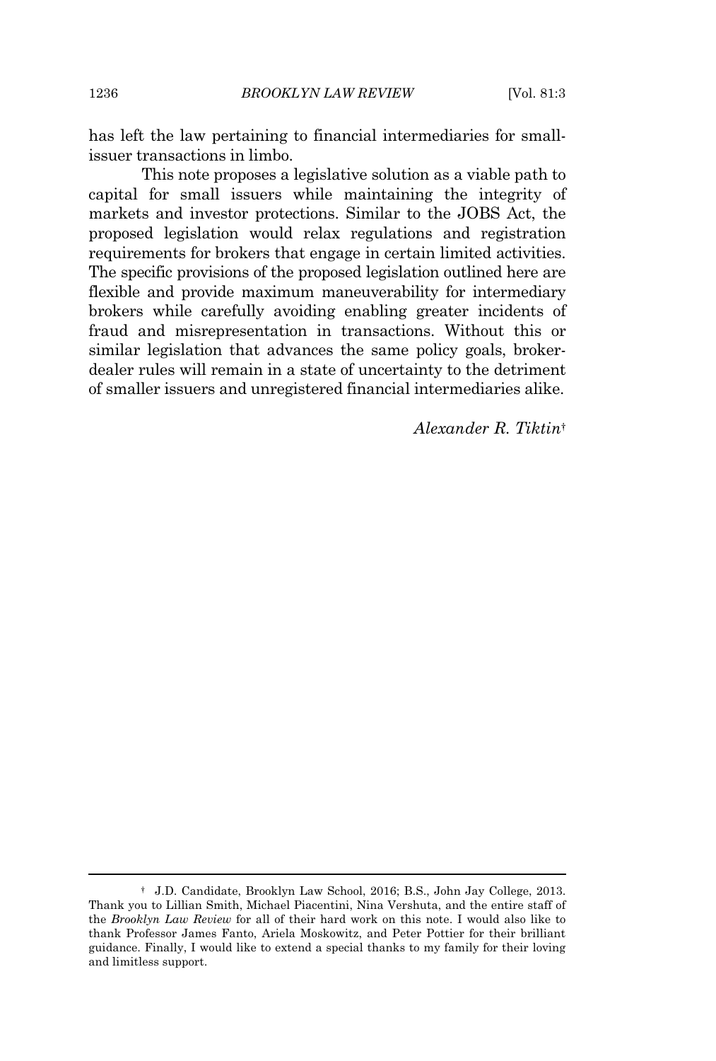has left the law pertaining to financial intermediaries for small-issuer transactions in limbo.

This note proposes a legislative solution as a viable path to capital for small issuers while maintaining the integrity of markets and investor protections. Similar to the JOBS Act, the proposed legislation would relax regulations and registration requirements for brokers that engage in certain limited activities. The specific provisions of the proposed legislation outlined here are flexible and provide maximum maneuverability for intermediary brokers while carefully avoiding enabling greater incidents of fraud and misrepresentation in transactions. Without this or similar legislation that advances the same policy goals, broker-dealer rules will remain in a state of uncertainty to the detriment of smaller issuers and unregistered financial intermediaries alike.

*Alexander R. Tiktin*†

---

† J.D. Candidate, Brooklyn Law School, 2016; B.S., John Jay College, 2013. Thank you to Lillian Smith, Michael Piacentini, Nina Vershuta, and the entire staff of the *Brooklyn Law Review* for all of their hard work on this note. I would also like to thank Professor James Fanto, Ariela Moskowitz, and Peter Pottier for their brilliant guidance. Finally, I would like to extend a special thanks to my family for their loving and limitless support.